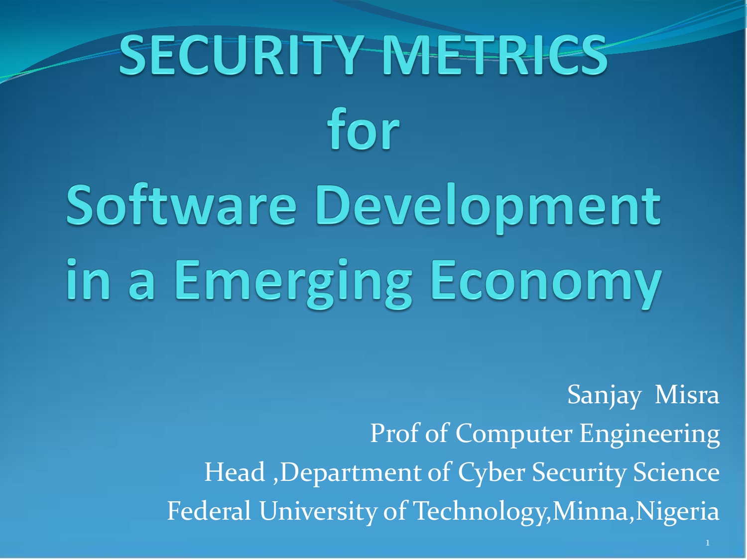# SECURITY METRICS for Software Development in a Emerging Economy

Sanjay Misra
Prof of Computer Engineering
Head ,Department of Cyber Security Science
Federal University of Technology,Minna,Nigeria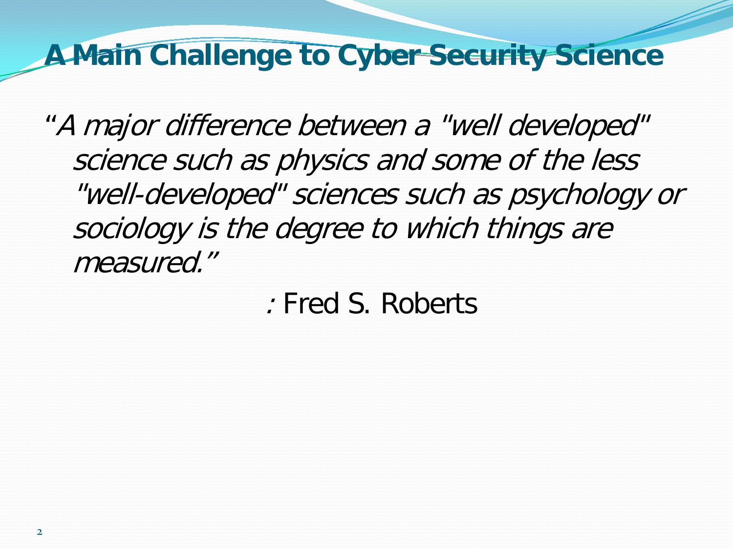# A Main Challenge to Cyber Security Science

*"A major difference between a "well developed" science such as physics and some of the less "well-developed" sciences such as psychology or sociology is the degree to which things are measured."*

*:* Fred S. Roberts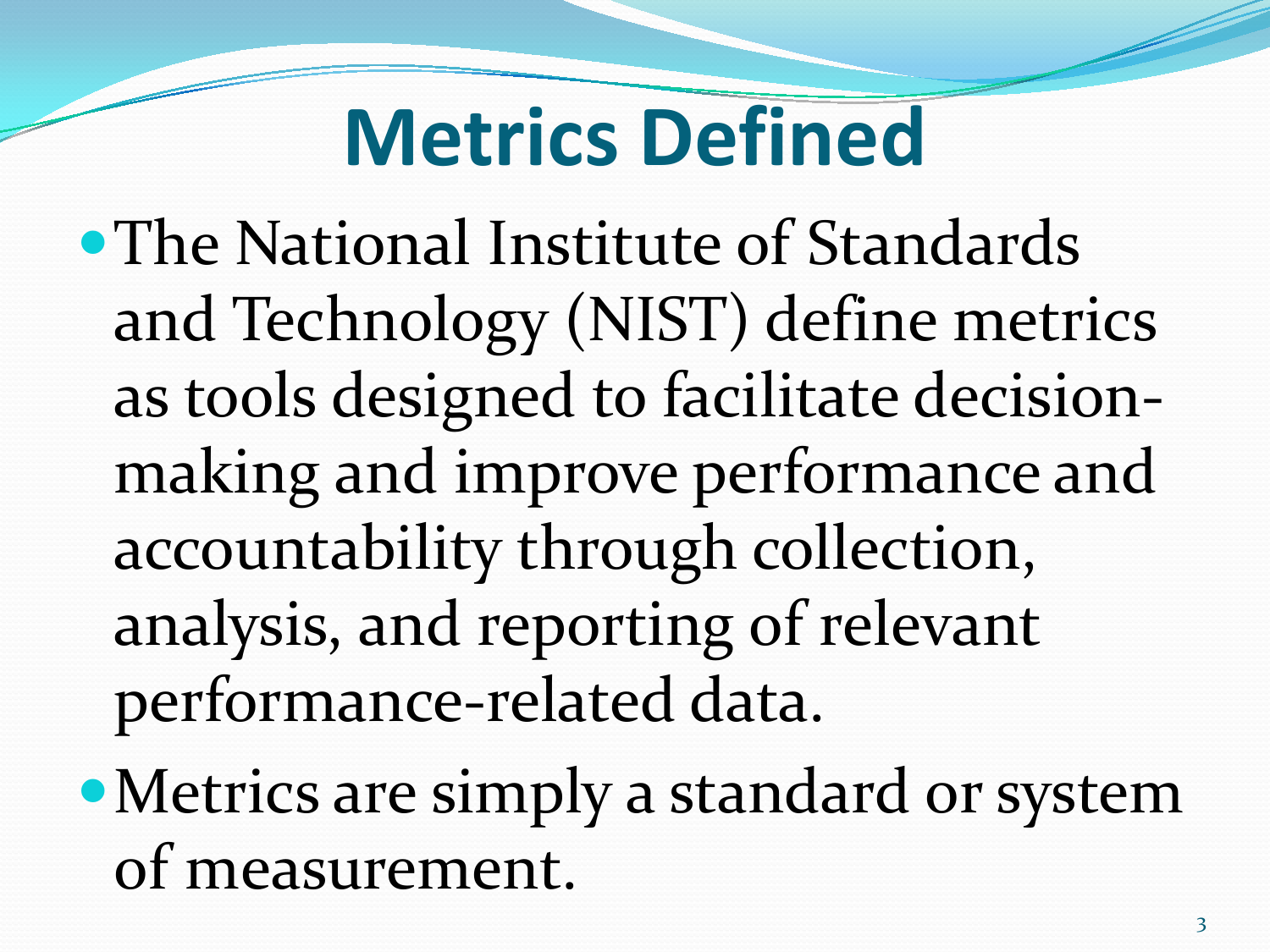# Metrics Defined

- The National Institute of Standards and Technology (NIST) define metrics as tools designed to facilitate decision-making and improve performance and accountability through collection, analysis, and reporting of relevant performance-related data.
- Metrics are simply a standard or system of measurement.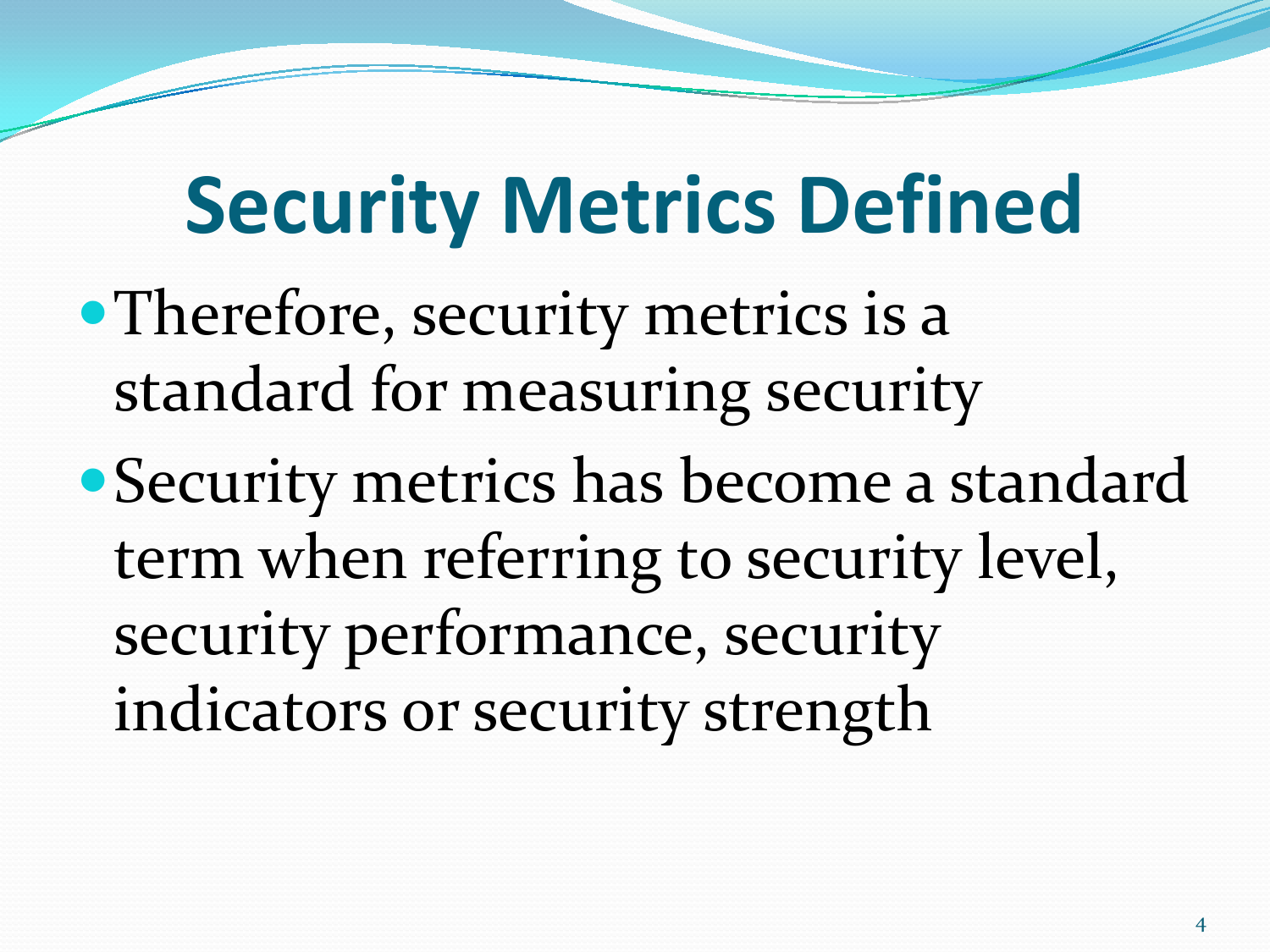# Security Metrics Defined

- Therefore, security metrics is a standard for measuring security
- Security metrics has become a standard term when referring to security level, security performance, security indicators or security strength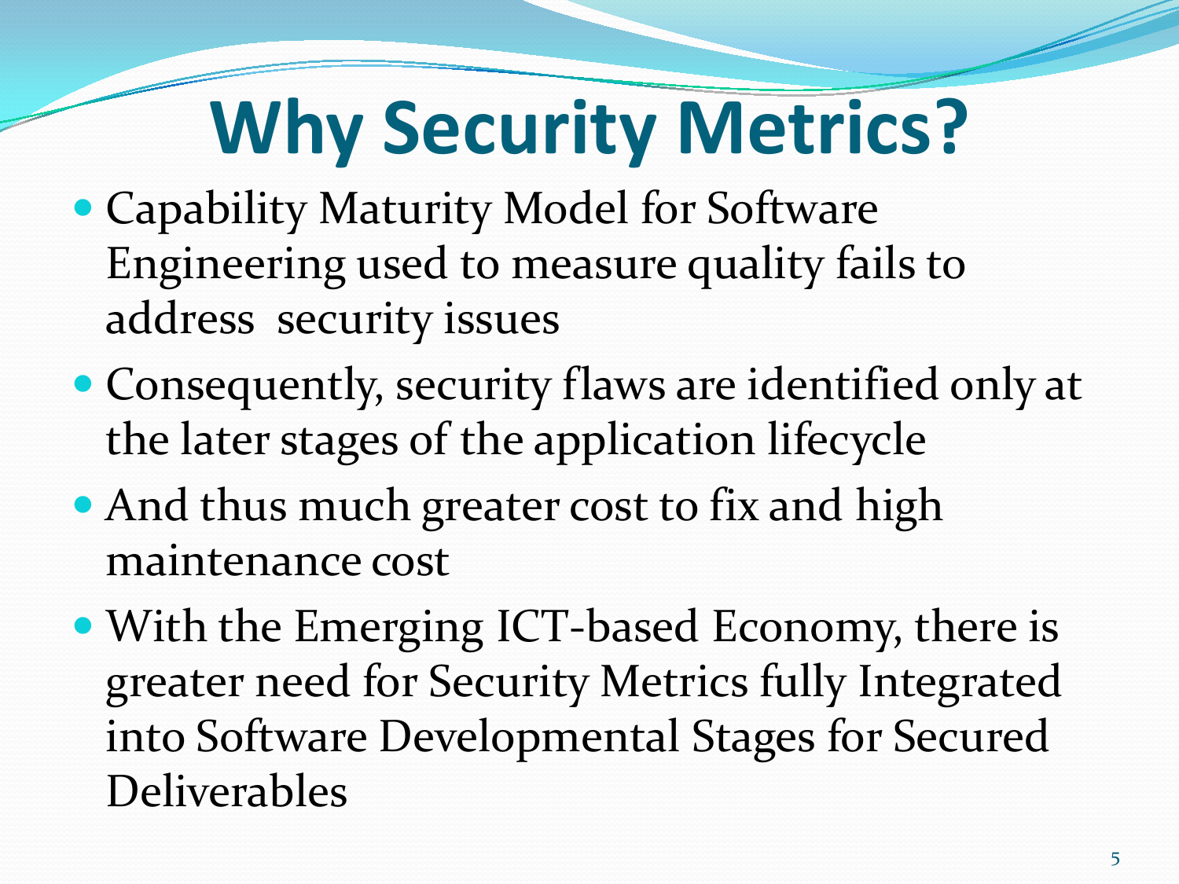# Why Security Metrics?

- Capability Maturity Model for Software Engineering used to measure quality fails to address security issues
- Consequently, security flaws are identified only at the later stages of the application lifecycle
- And thus much greater cost to fix and high maintenance cost
- With the Emerging ICT-based Economy, there is greater need for Security Metrics fully Integrated into Software Developmental Stages for Secured Deliverables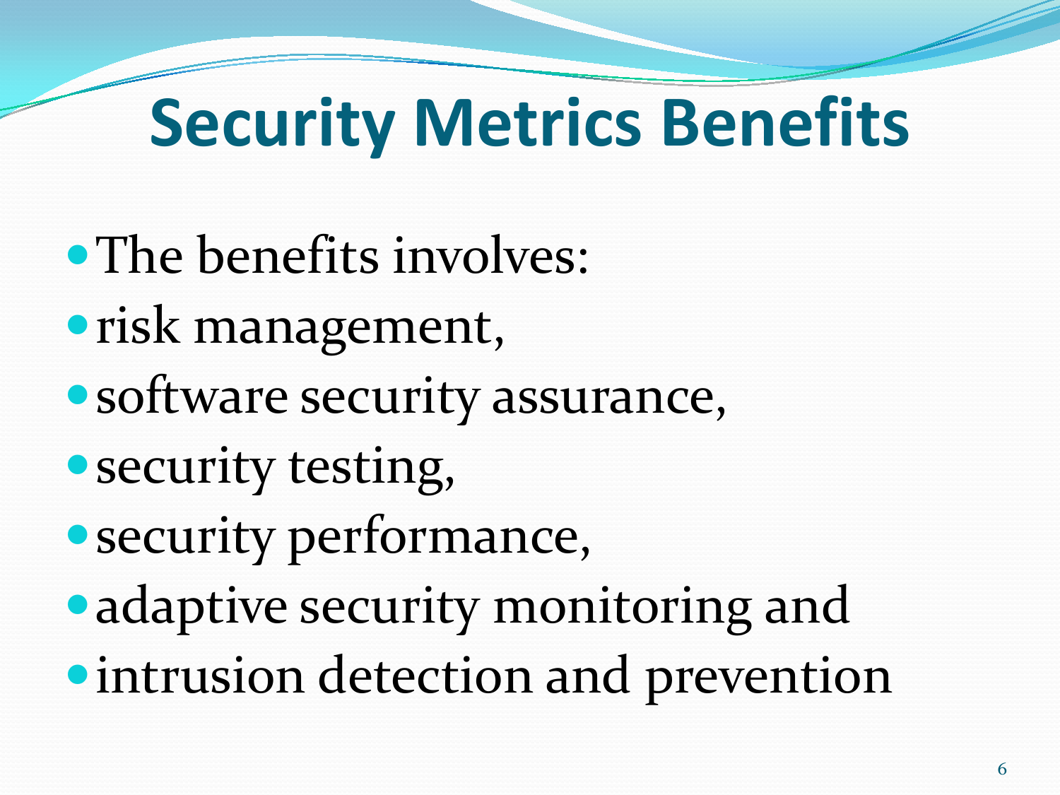# Security Metrics Benefits

- The benefits involves:
- risk management,
- software security assurance,
- security testing,
- security performance,
- adaptive security monitoring and
- intrusion detection and prevention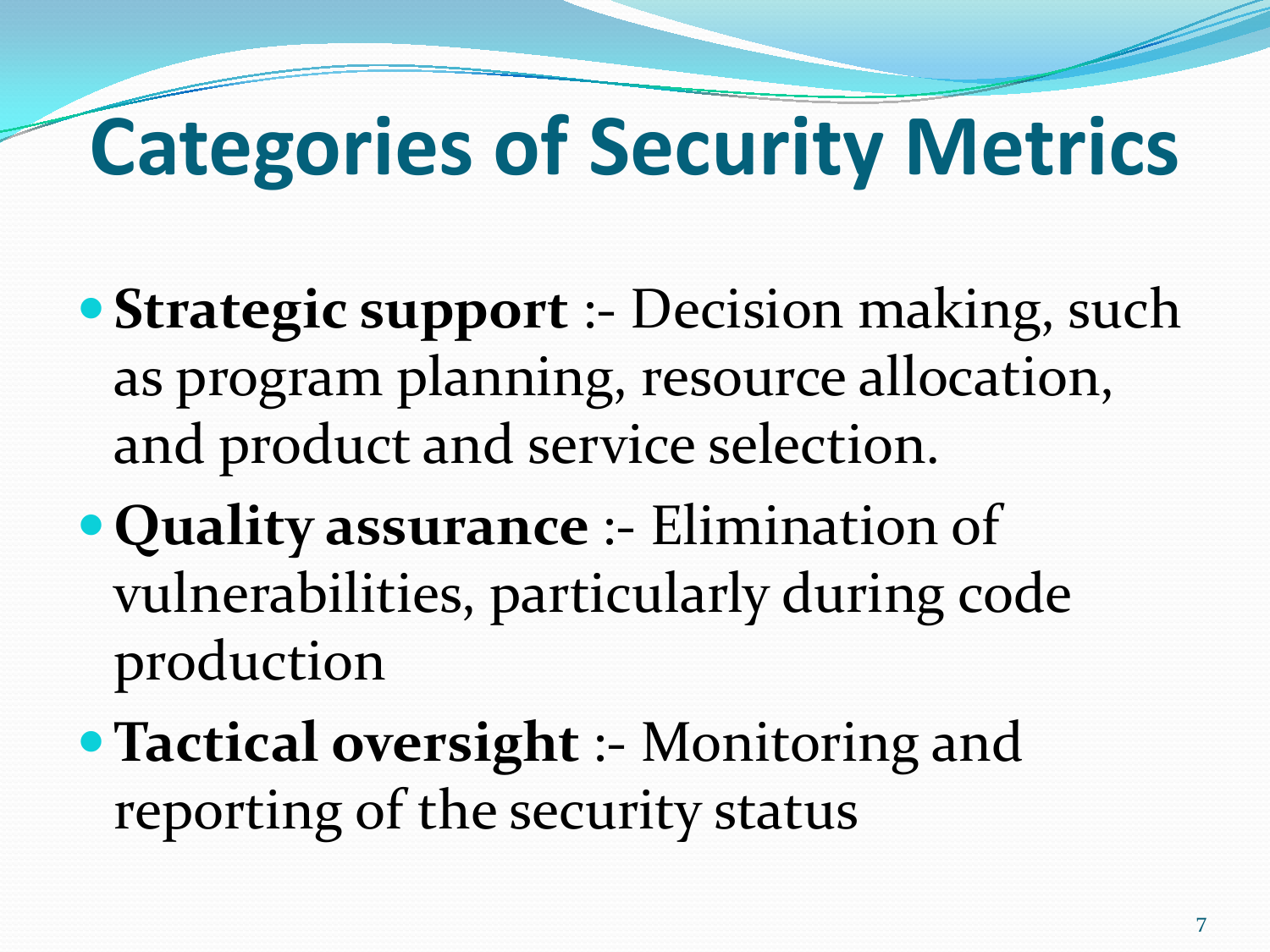# Categories of Security Metrics

- **Strategic support** :- Decision making, such as program planning, resource allocation, and product and service selection.
- **Quality assurance** :- Elimination of vulnerabilities, particularly during code production
- **Tactical oversight** :- Monitoring and reporting of the security status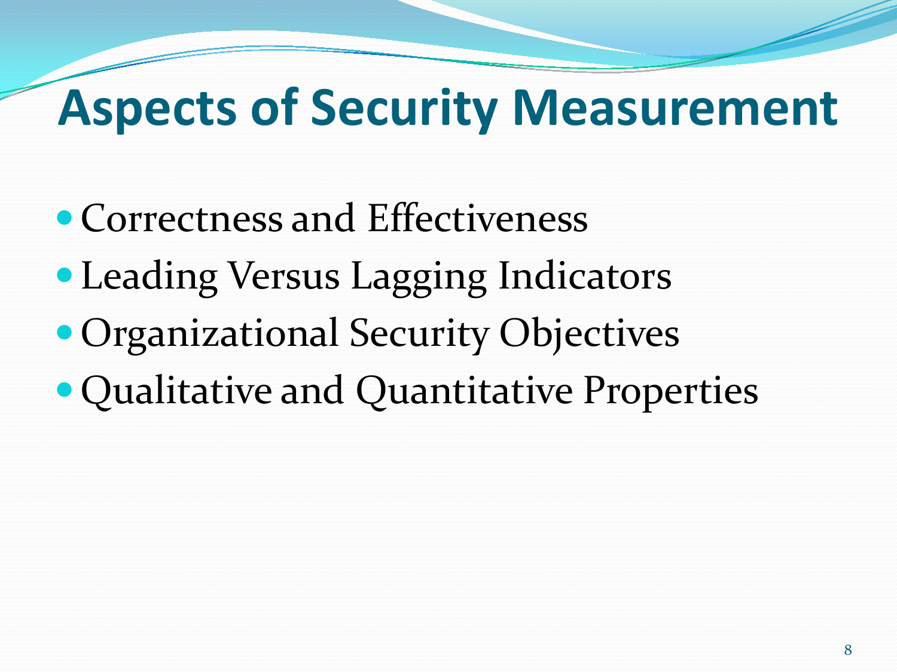# Aspects of Security Measurement

- Correctness and Effectiveness
- Leading Versus Lagging Indicators
- Organizational Security Objectives
- Qualitative and Quantitative Properties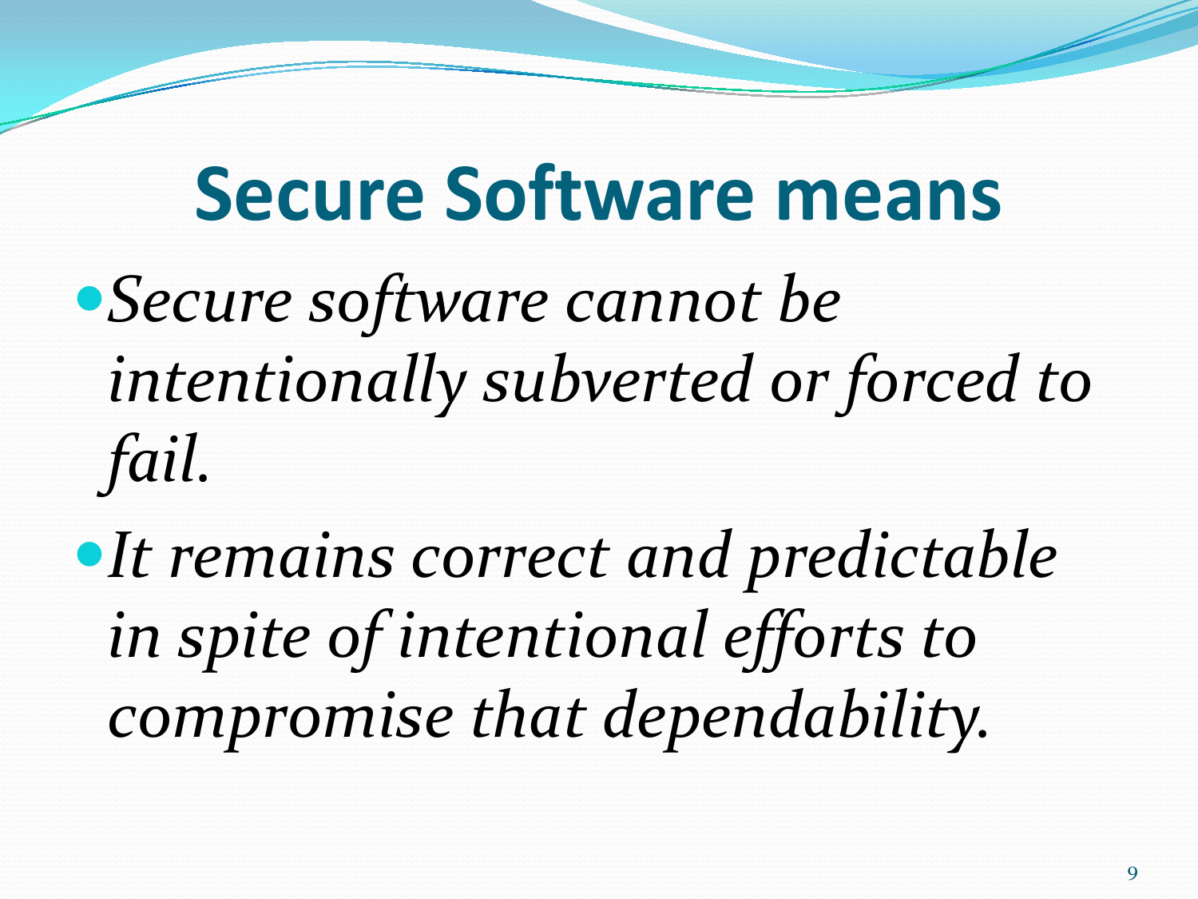# Secure Software means

- *Secure software cannot be intentionally subverted or forced to fail.*
- *It remains correct and predictable in spite of intentional efforts to compromise that dependability.*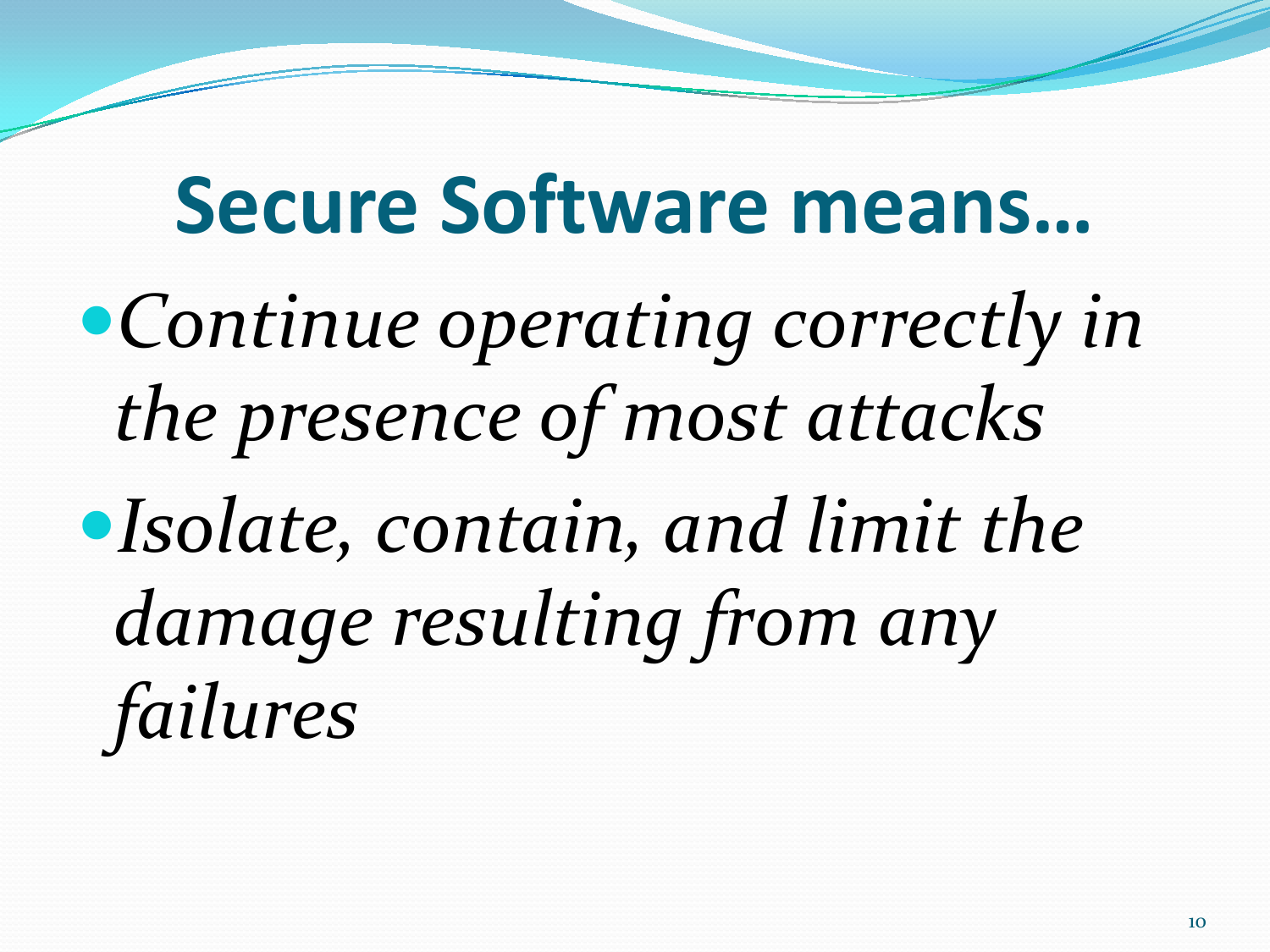# Secure Software means…

- *Continue operating correctly in the presence of most attacks*
- *Isolate, contain, and limit the damage resulting from any failures*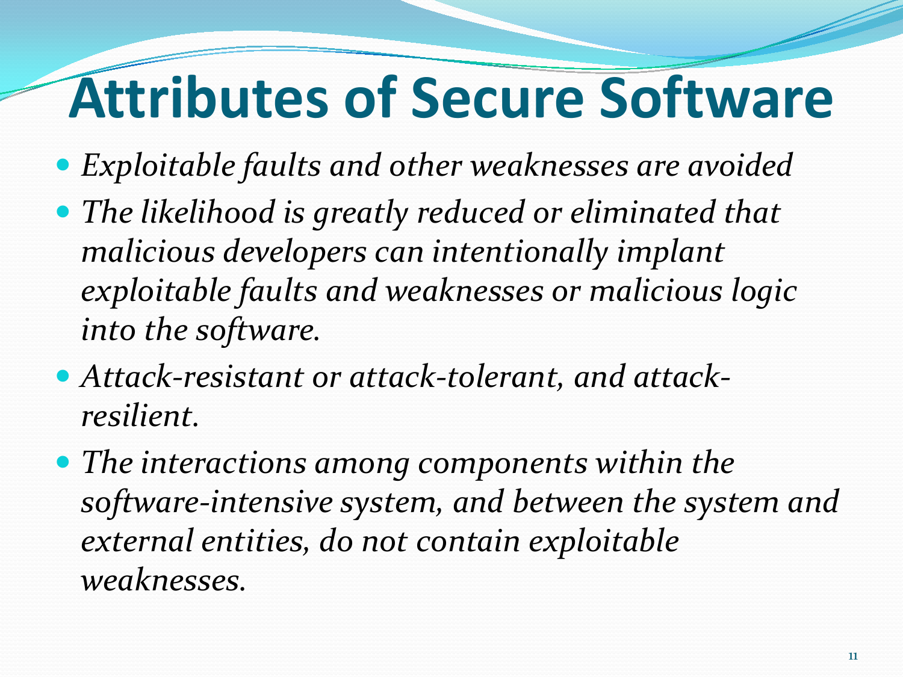# Attributes of Secure Software

- *Exploitable faults and other weaknesses are avoided*
- *The likelihood is greatly reduced or eliminated that malicious developers can intentionally implant exploitable faults and weaknesses or malicious logic into the software.*
- *Attack-resistant or attack-tolerant, and attack-resilient.*
- *The interactions among components within the software-intensive system, and between the system and external entities, do not contain exploitable weaknesses.*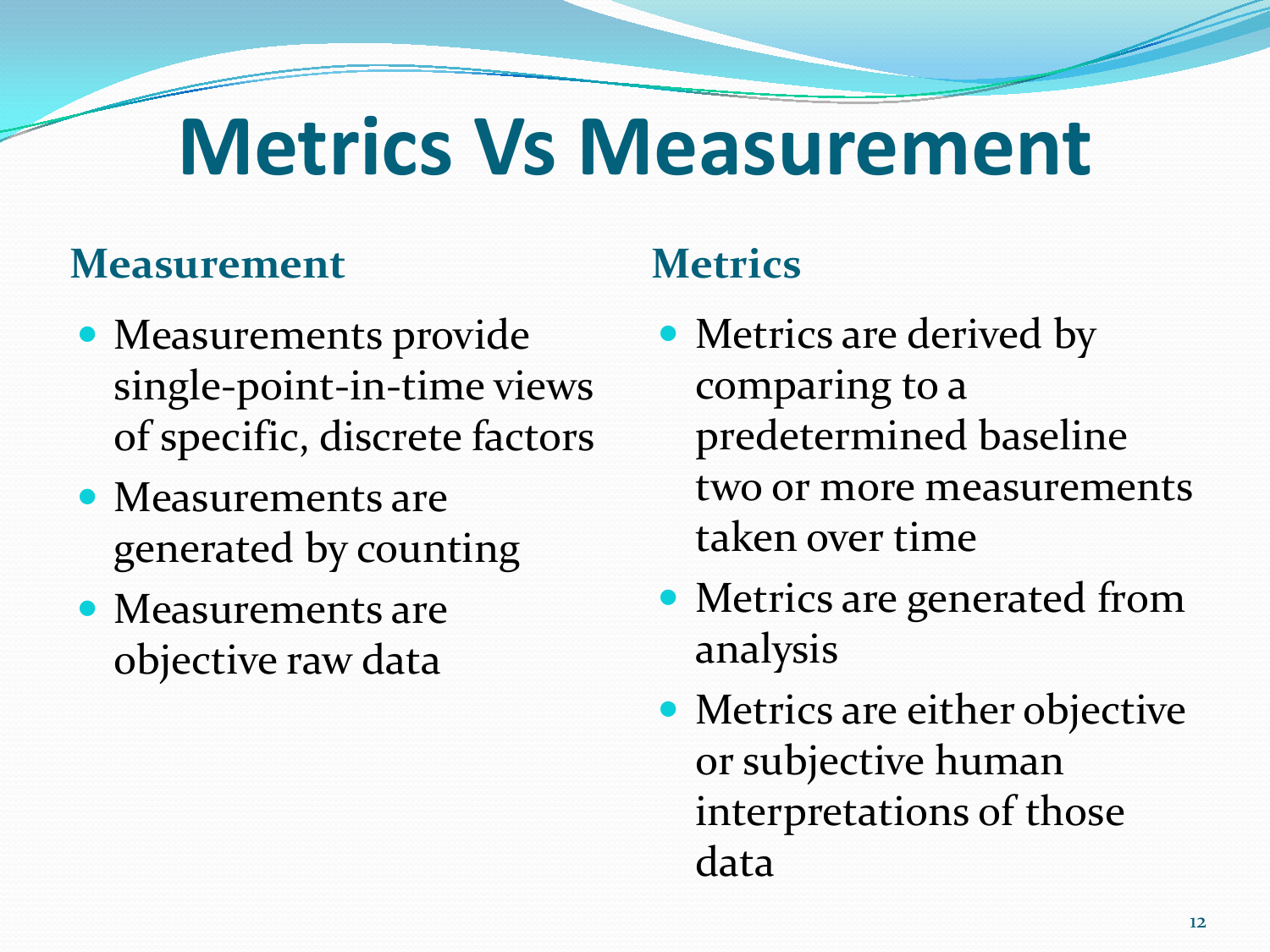# Metrics Vs Measurement

## Measurement

- Measurements provide single-point-in-time views of specific, discrete factors
- Measurements are generated by counting
- Measurements are objective raw data

## Metrics

- Metrics are derived by comparing to a predetermined baseline two or more measurements taken over time
- Metrics are generated from analysis
- Metrics are either objective or subjective human interpretations of those data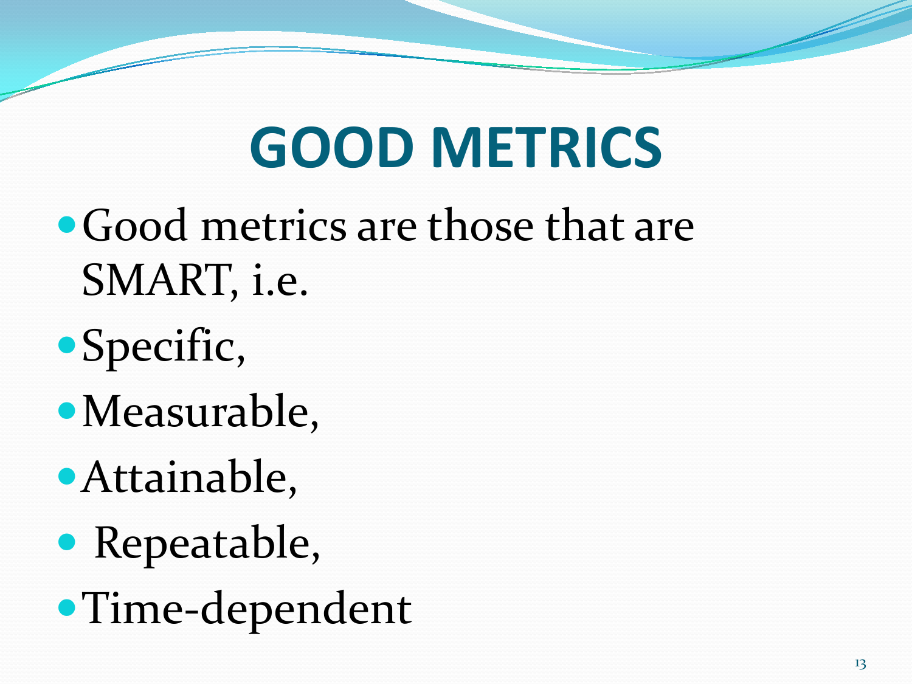# GOOD METRICS

- Good metrics are those that are SMART, i.e.
- Specific,
- Measurable,
- Attainable,
- Repeatable,
- Time-dependent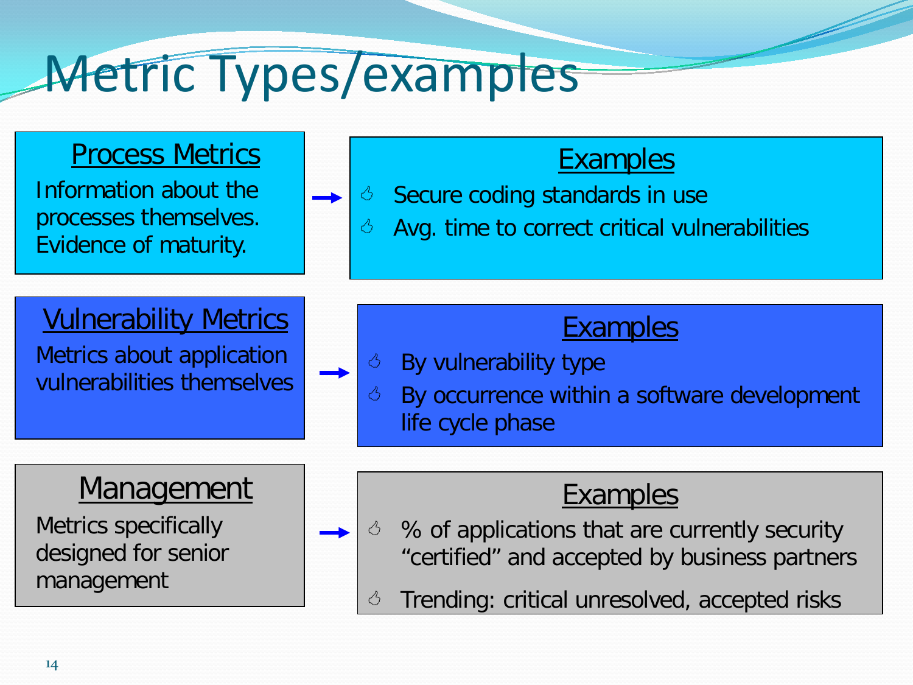# Metric Types/examples

## Process Metrics

Information about the processes themselves. Evidence of maturity.

**Examples**

- Secure coding standards in use
- Avg. time to correct critical vulnerabilities

## Vulnerability Metrics

Metrics about application vulnerabilities themselves

**Examples**

- By vulnerability type
- By occurrence within a software development life cycle phase

## Management

Metrics specifically designed for senior management

**Examples**

- % of applications that are currently security "certified" and accepted by business partners
- Trending: critical unresolved, accepted risks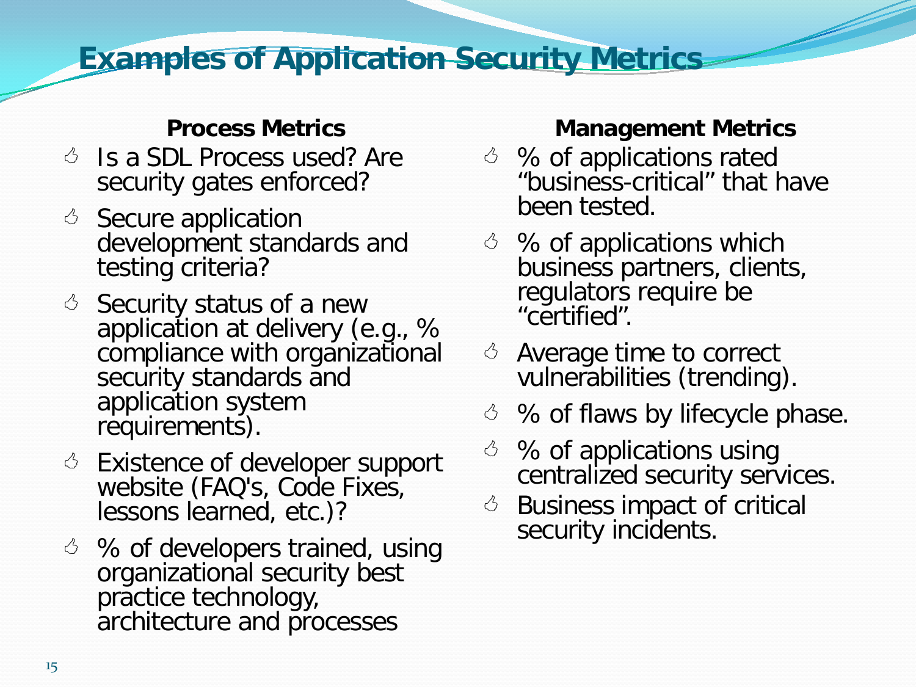# Examples of Application Security Metrics

### Process Metrics

- Is a SDL Process used? Are security gates enforced?
- Secure application development standards and testing criteria?
- Security status of a new application at delivery (e.g., % compliance with organizational security standards and application system requirements).
- Existence of developer support website (FAQ's, Code Fixes, lessons learned, etc.)?
- % of developers trained, using organizational security best practice technology, architecture and processes

### Management Metrics

- % of applications rated "business-critical" that have been tested.
- % of applications which business partners, clients, regulators require be "certified".
- Average time to correct vulnerabilities (trending).
- % of flaws by lifecycle phase.
- % of applications using centralized security services.
- Business impact of critical security incidents.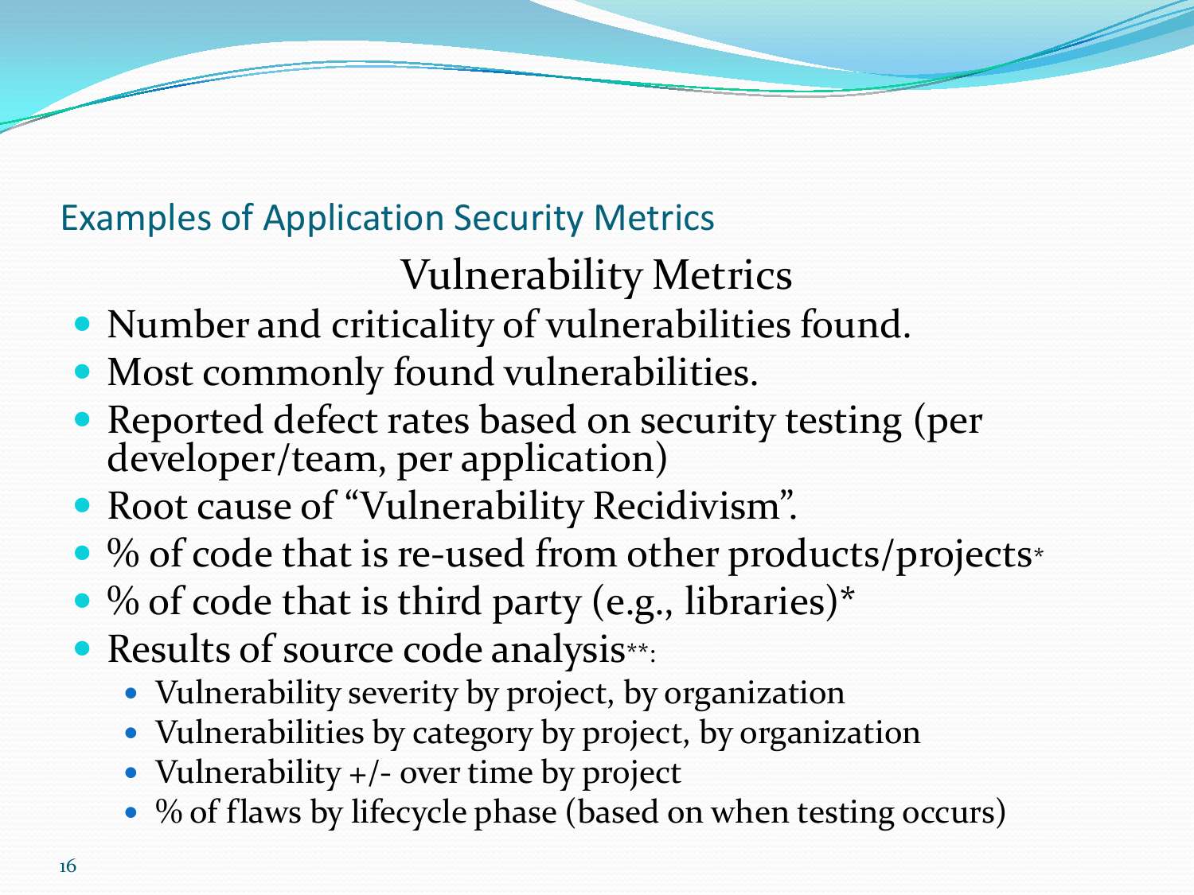## Examples of Application Security Metrics

### Vulnerability Metrics

- Number and criticality of vulnerabilities found.
- Most commonly found vulnerabilities.
- Reported defect rates based on security testing (per developer/team, per application)
- Root cause of "Vulnerability Recidivism".
- % of code that is re-used from other products/projects*
- % of code that is third party (e.g., libraries)*
- Results of source code analysis**:
  - Vulnerability severity by project, by organization
  - Vulnerabilities by category by project, by organization
  - Vulnerability +/- over time by project
  - % of flaws by lifecycle phase (based on when testing occurs)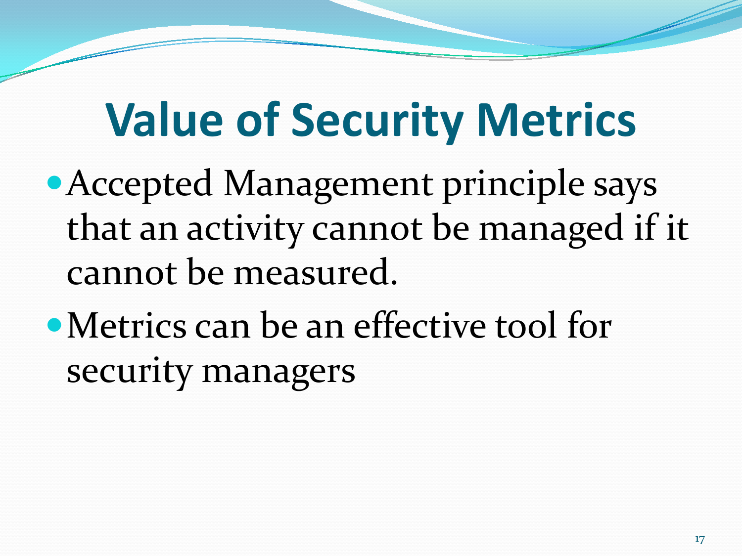# Value of Security Metrics

- Accepted Management principle says that an activity cannot be managed if it cannot be measured.
- Metrics can be an effective tool for security managers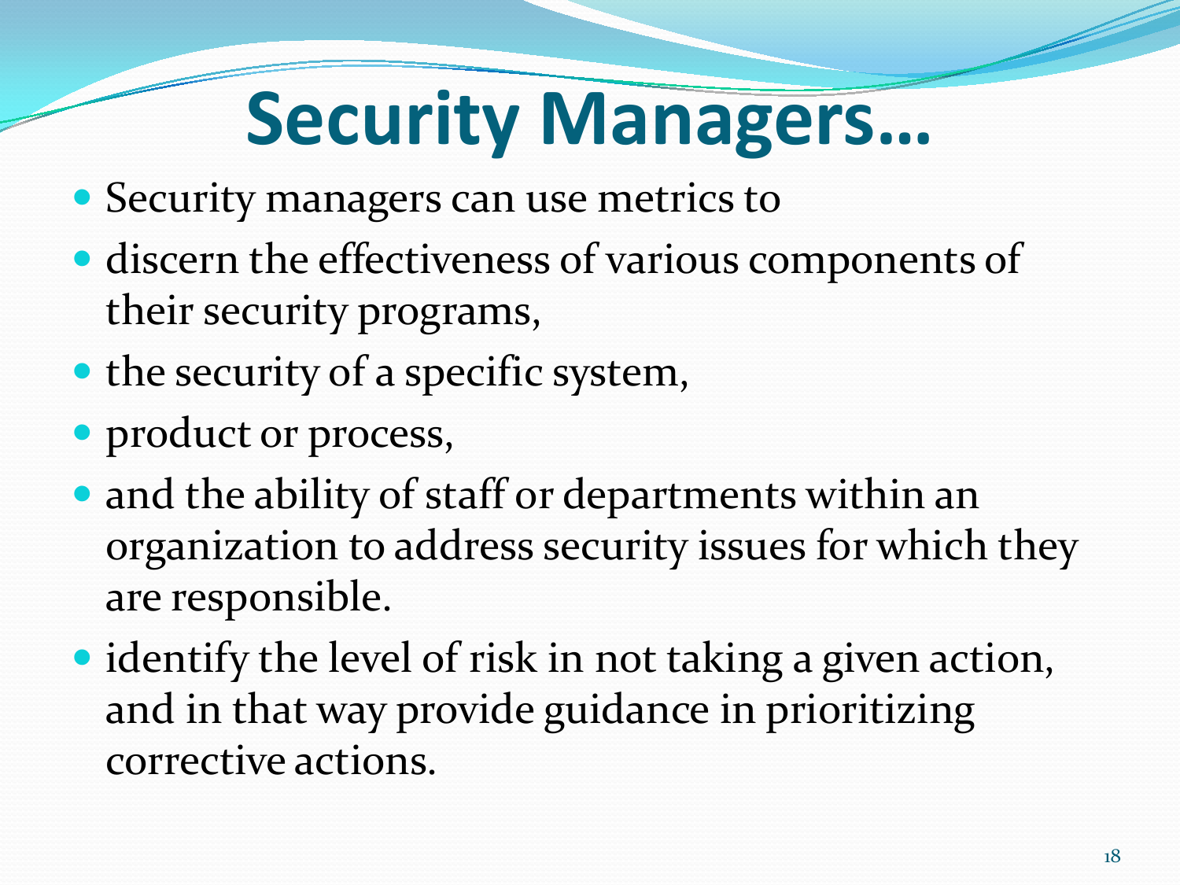# Security Managers…

- Security managers can use metrics to
- discern the effectiveness of various components of their security programs,
- the security of a specific system,
- product or process,
- and the ability of staff or departments within an organization to address security issues for which they are responsible.
- identify the level of risk in not taking a given action, and in that way provide guidance in prioritizing corrective actions.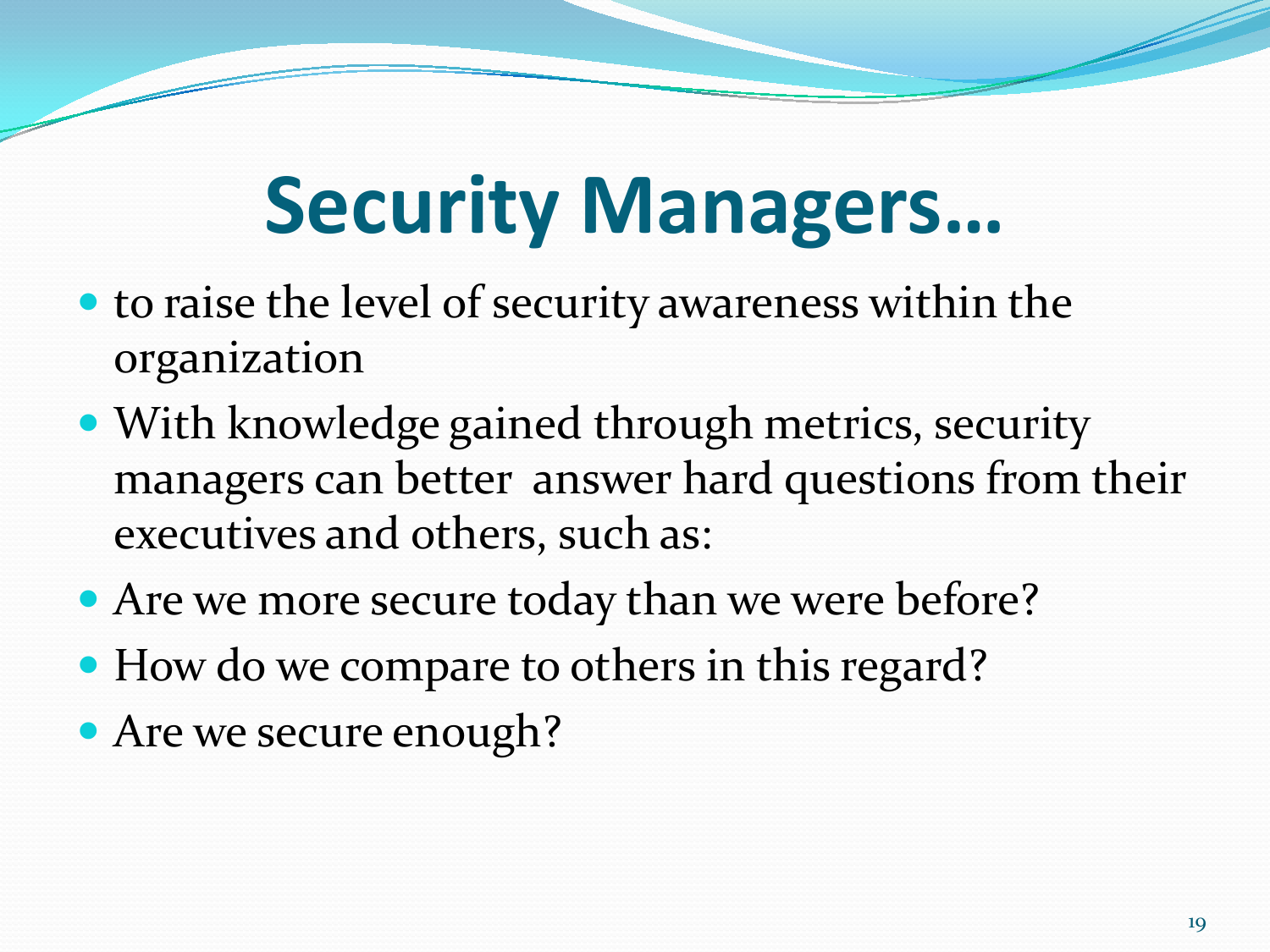# Security Managers…

- to raise the level of security awareness within the organization
- With knowledge gained through metrics, security managers can better answer hard questions from their executives and others, such as:
- Are we more secure today than we were before?
- How do we compare to others in this regard?
- Are we secure enough?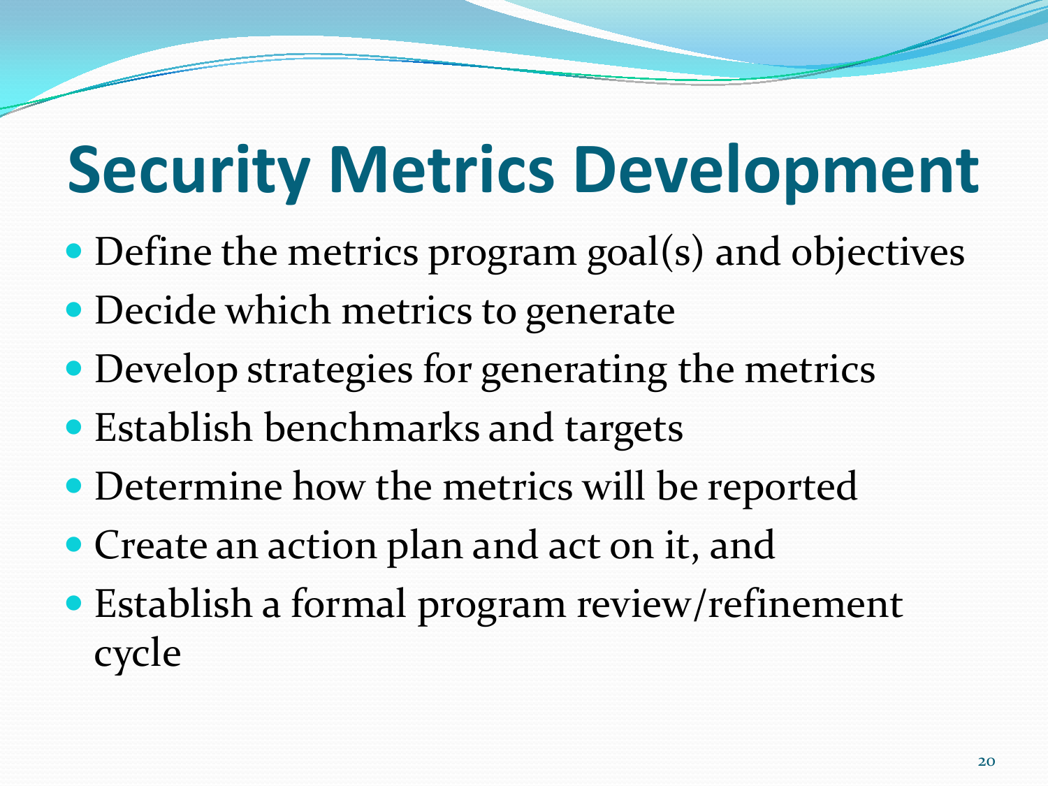# Security Metrics Development

- Define the metrics program goal(s) and objectives
- Decide which metrics to generate
- Develop strategies for generating the metrics
- Establish benchmarks and targets
- Determine how the metrics will be reported
- Create an action plan and act on it, and
- Establish a formal program review/refinement cycle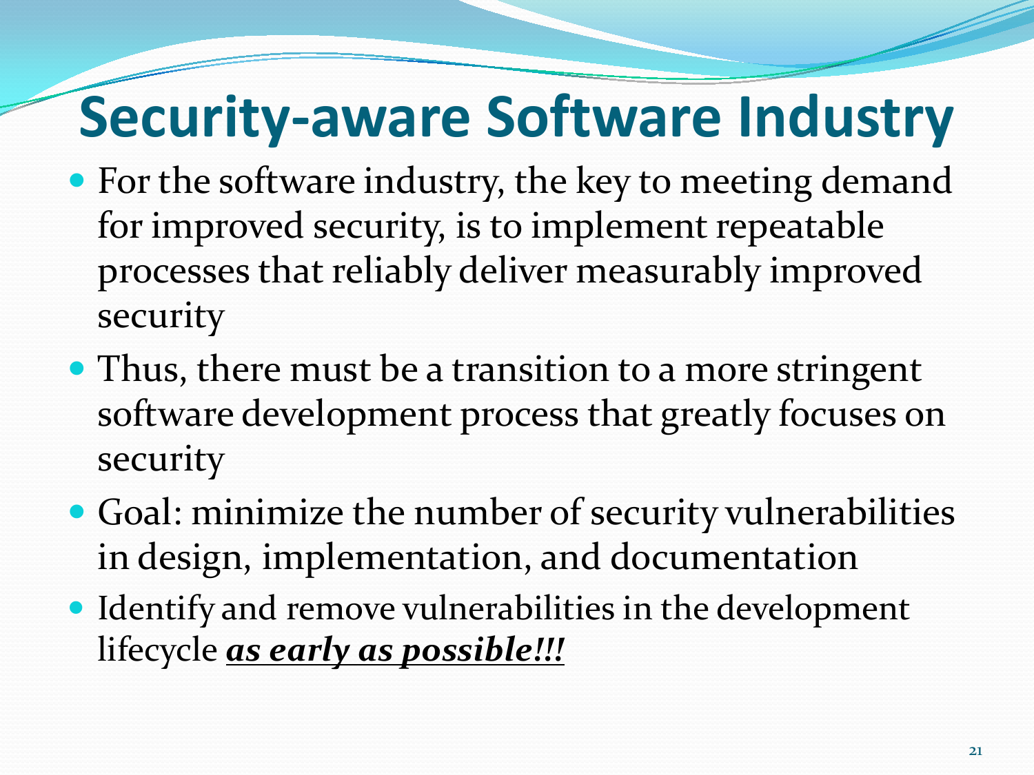# Security-aware Software Industry

- For the software industry, the key to meeting demand for improved security, is to implement repeatable processes that reliably deliver measurably improved security
- Thus, there must be a transition to a more stringent software development process that greatly focuses on security
- Goal: minimize the number of security vulnerabilities in design, implementation, and documentation
- Identify and remove vulnerabilities in the development lifecycle <u>***as early as possible!!!***</u>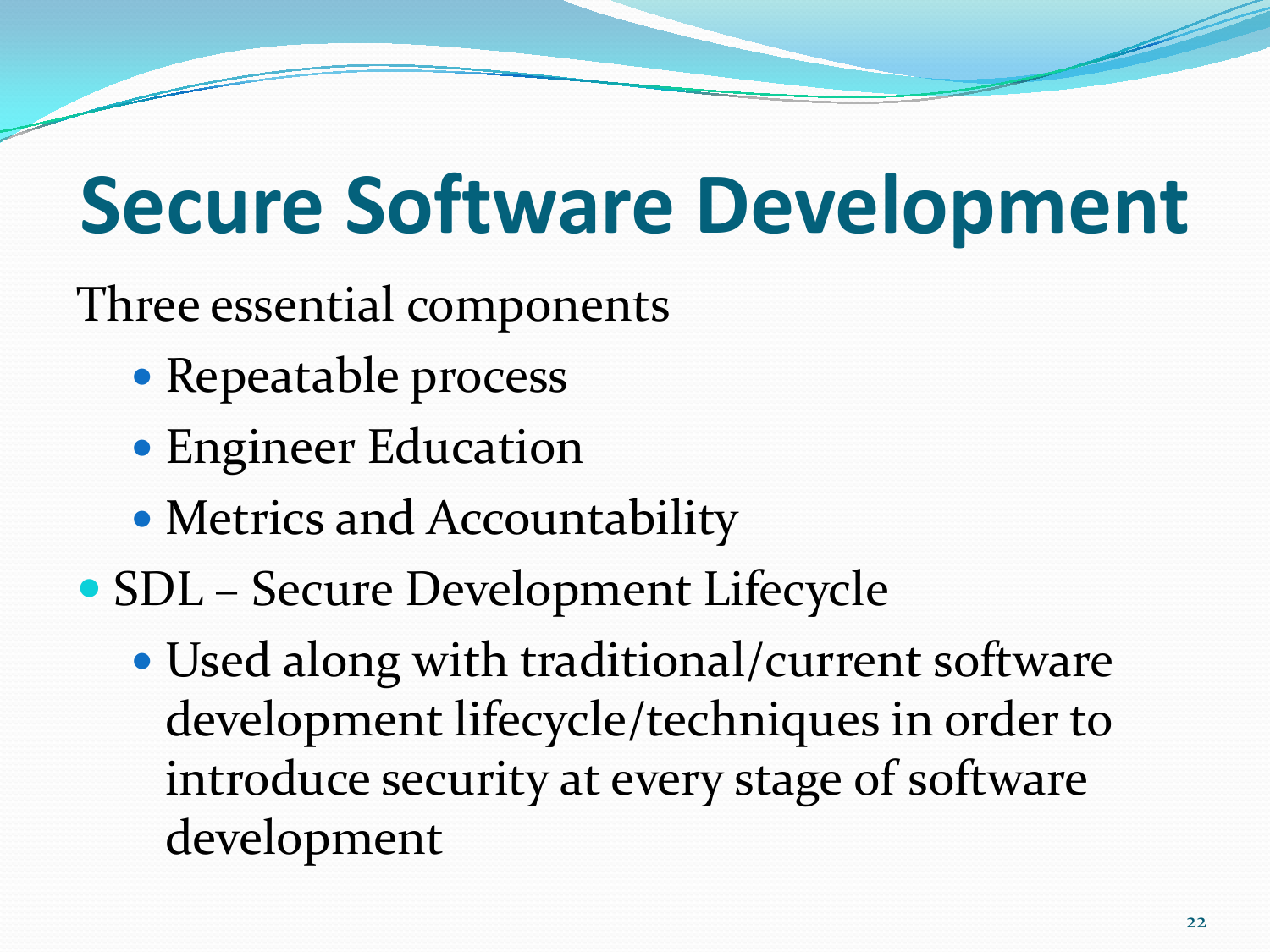# Secure Software Development

Three essential components

- Repeatable process
- Engineer Education
- Metrics and Accountability

- SDL – Secure Development Lifecycle
  - Used along with traditional/current software development lifecycle/techniques in order to introduce security at every stage of software development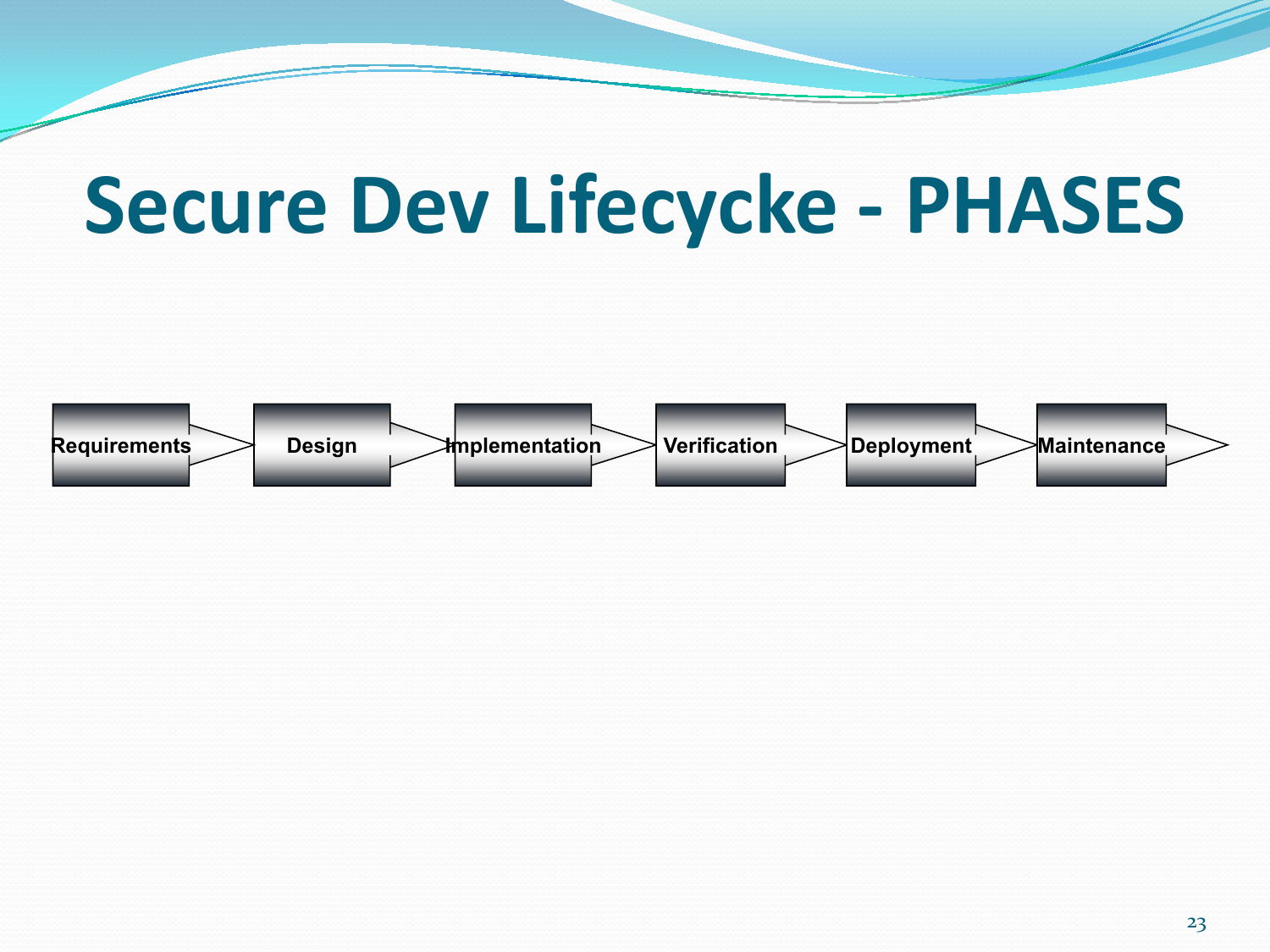# Secure Dev Lifecycke - PHASES

Requirements → Design → Implementation → Verification → Deployment → Maintenance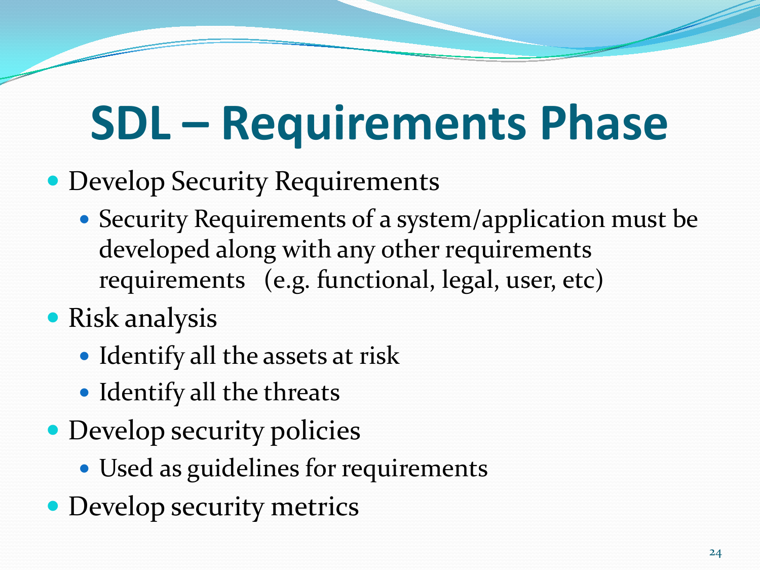# SDL – Requirements Phase

- Develop Security Requirements
  - Security Requirements of a system/application must be developed along with any other requirements requirements (e.g. functional, legal, user, etc)
- Risk analysis
  - Identify all the assets at risk
  - Identify all the threats
- Develop security policies
  - Used as guidelines for requirements
- Develop security metrics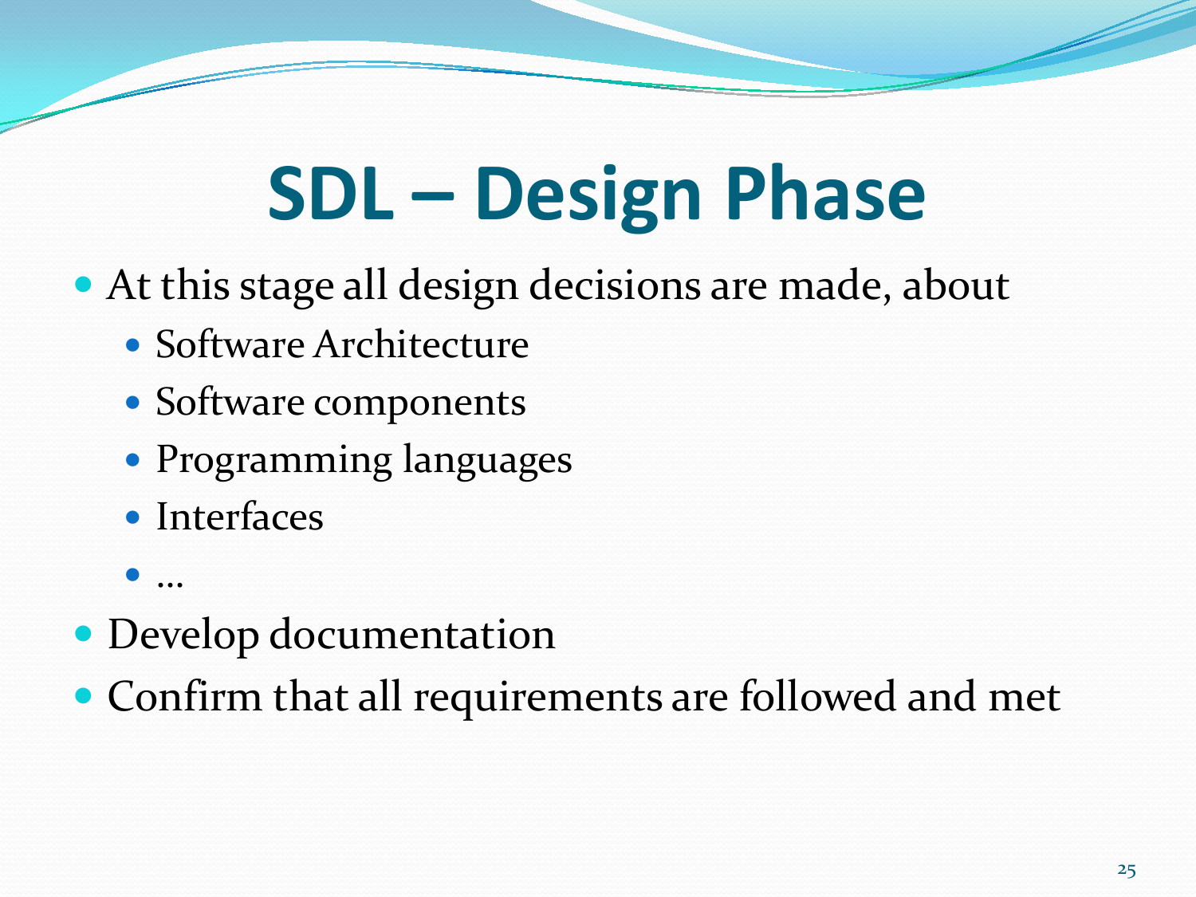# SDL – Design Phase

- At this stage all design decisions are made, about
  - Software Architecture
  - Software components
  - Programming languages
  - Interfaces
  - …
- Develop documentation
- Confirm that all requirements are followed and met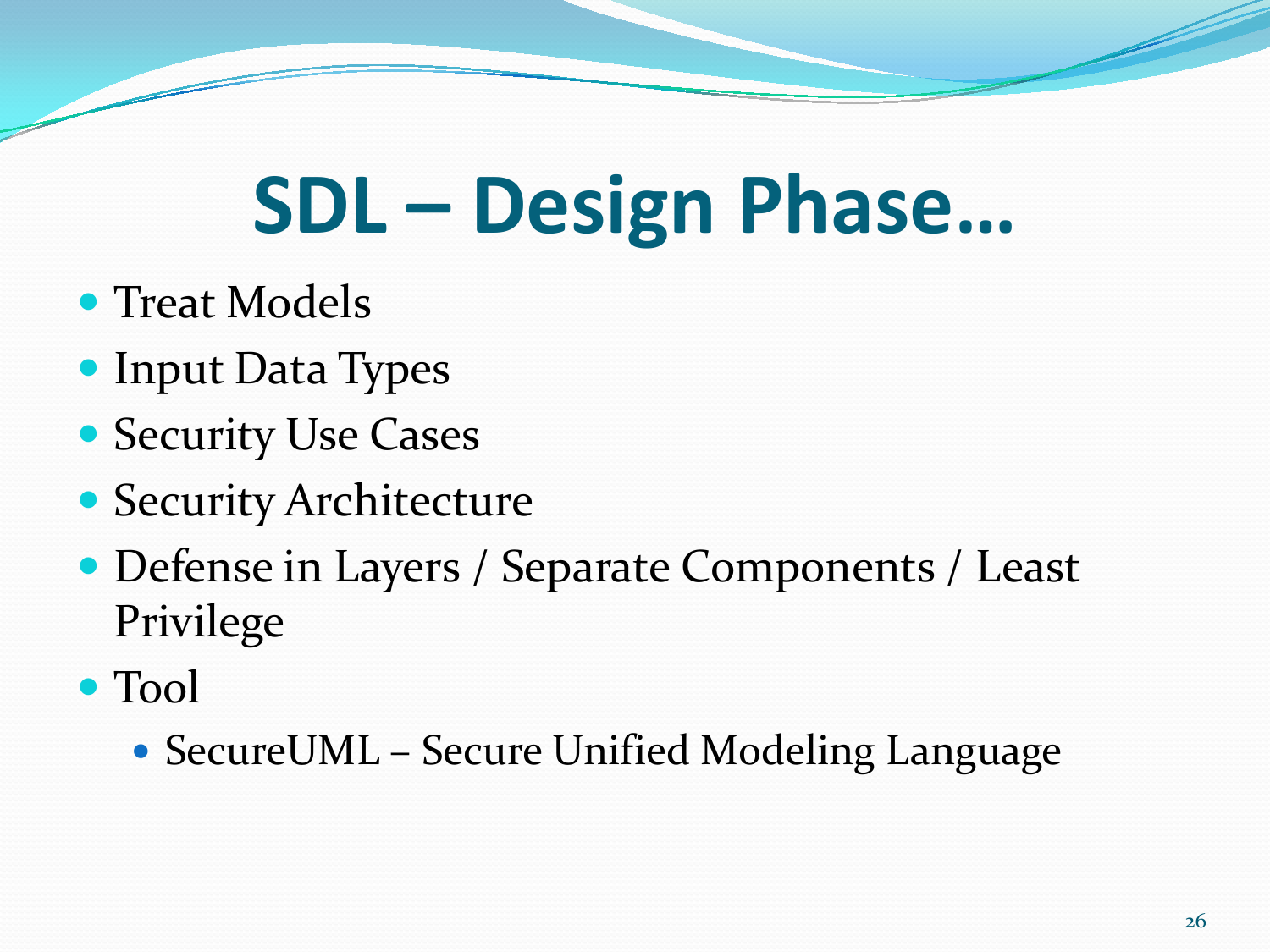# SDL – Design Phase…

- Treat Models
- Input Data Types
- Security Use Cases
- Security Architecture
- Defense in Layers / Separate Components / Least Privilege
- Tool
  - SecureUML – Secure Unified Modeling Language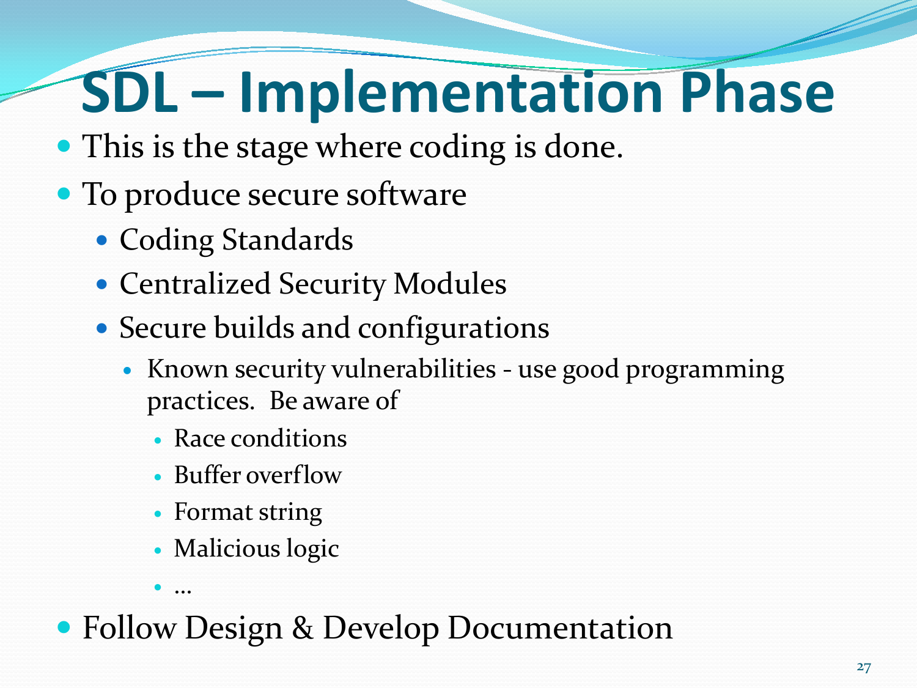# SDL – Implementation Phase

- This is the stage where coding is done.
- To produce secure software
  - Coding Standards
  - Centralized Security Modules
  - Secure builds and configurations
    - Known security vulnerabilities - use good programming practices. Be aware of
      - Race conditions
      - Buffer overflow
      - Format string
      - Malicious logic
      - …
- Follow Design & Develop Documentation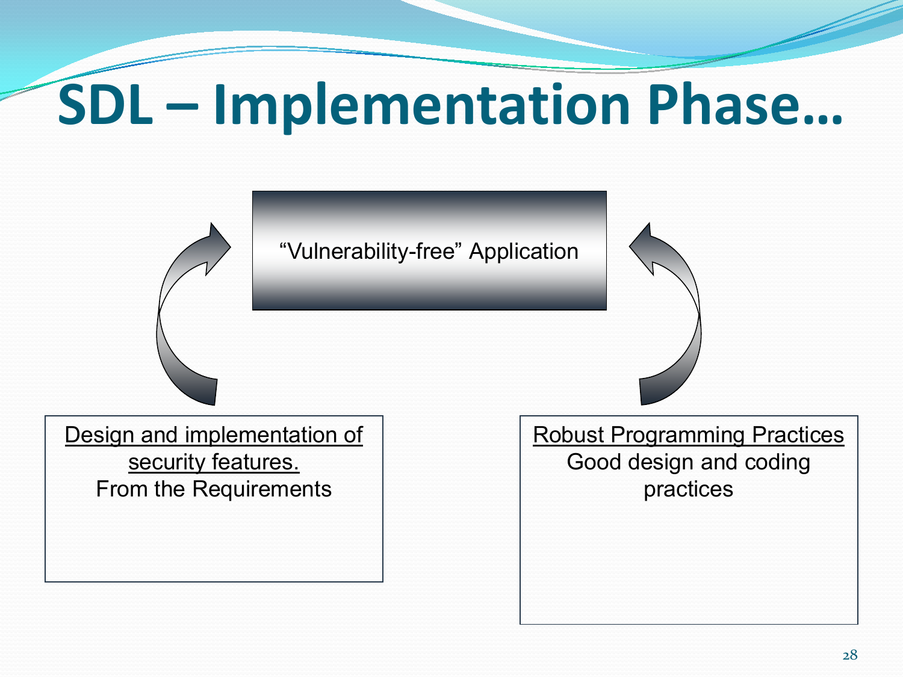# SDL – Implementation Phase…

“Vulnerability-free” Application

Design and implementation of security features.
From the Requirements

Robust Programming Practices
Good design and coding practices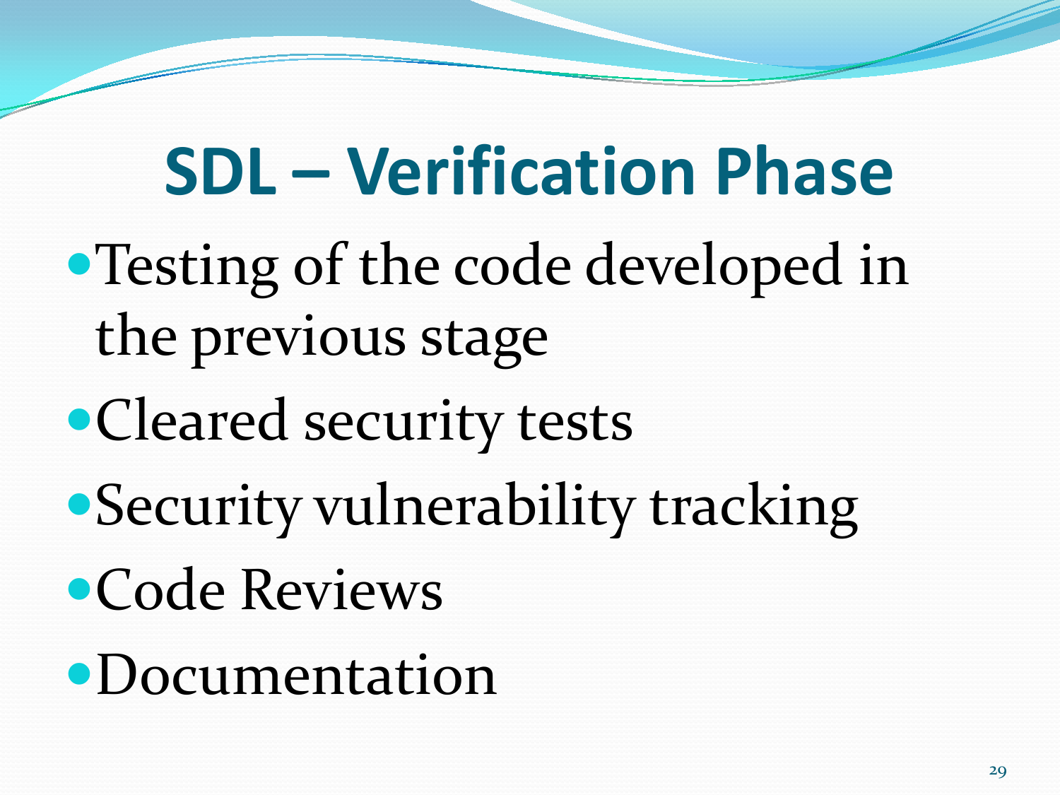# SDL – Verification Phase

- Testing of the code developed in the previous stage
- Cleared security tests
- Security vulnerability tracking
- Code Reviews
- Documentation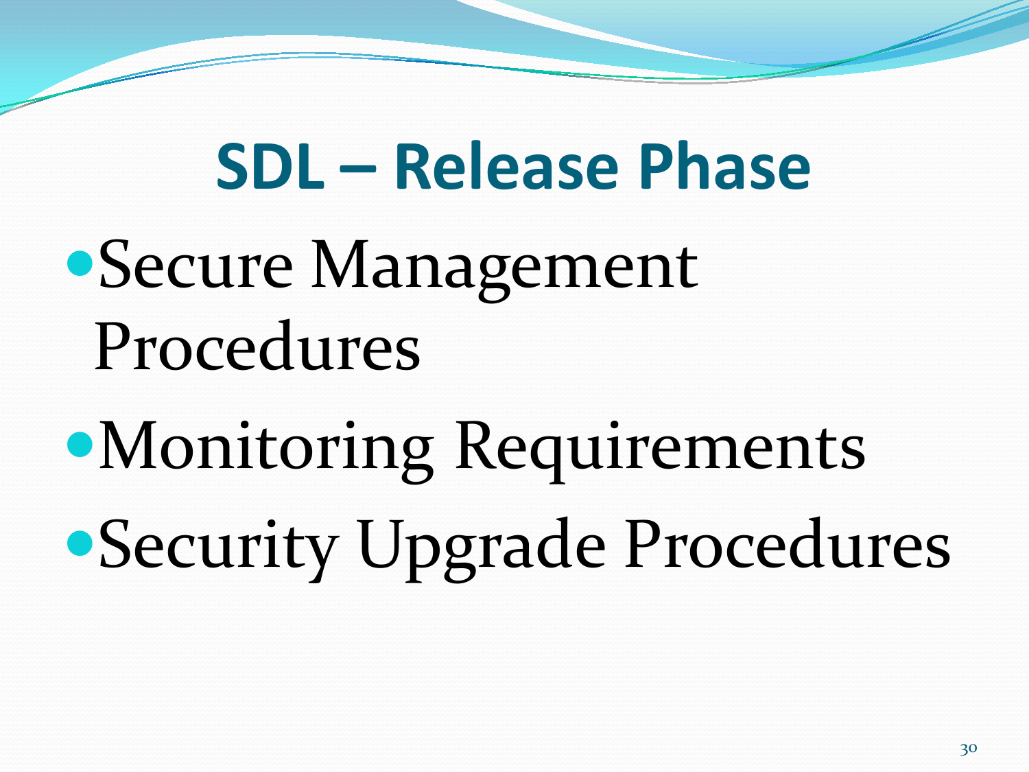# SDL – Release Phase

- Secure Management Procedures
- Monitoring Requirements
- Security Upgrade Procedures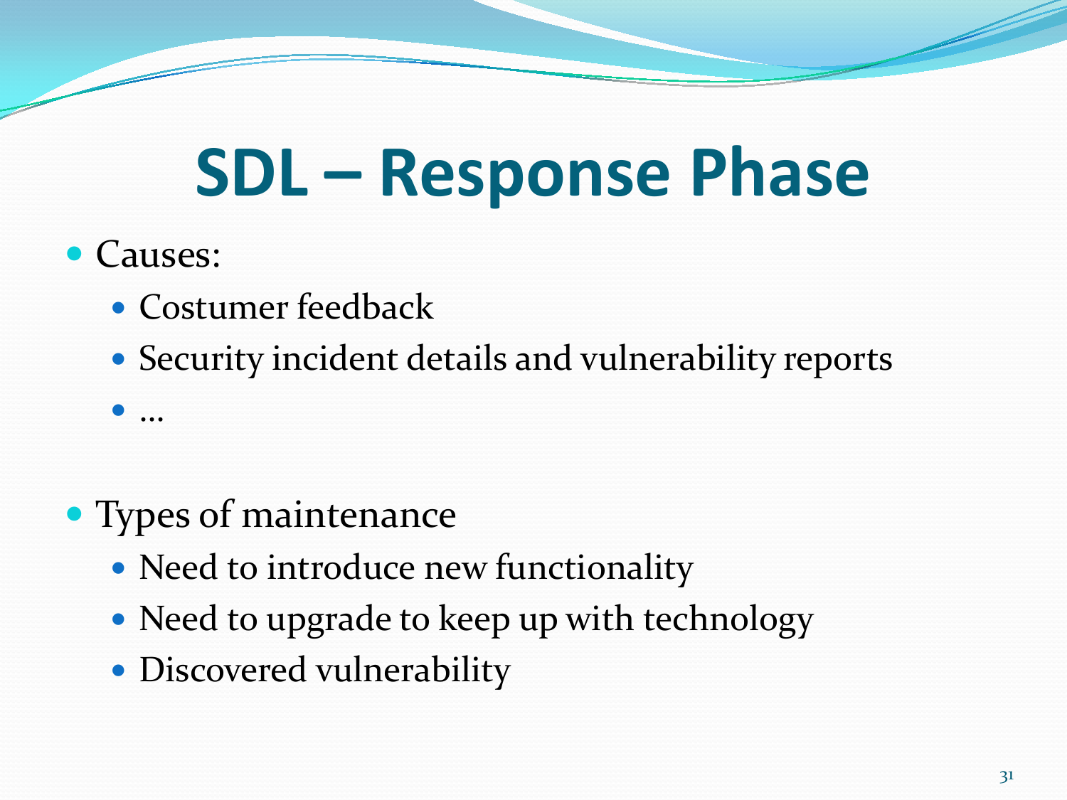# SDL – Response Phase

- Causes:
  - Costumer feedback
  - Security incident details and vulnerability reports
  - …

- Types of maintenance
  - Need to introduce new functionality
  - Need to upgrade to keep up with technology
  - Discovered vulnerability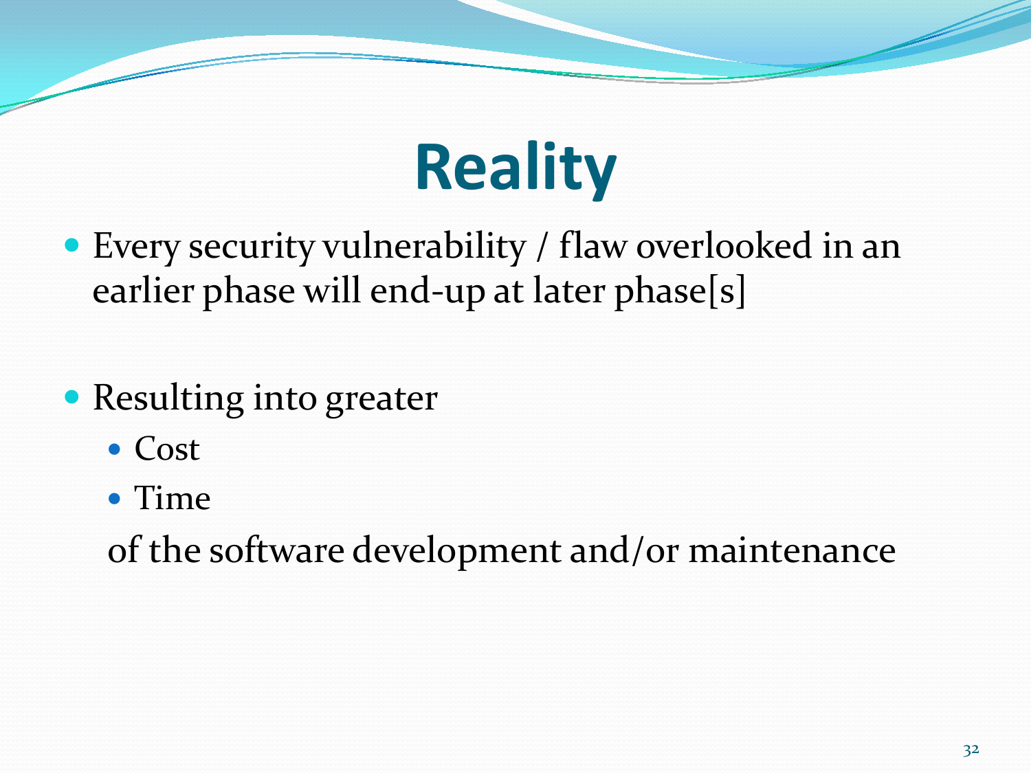# Reality

- Every security vulnerability / flaw overlooked in an earlier phase will end-up at later phase[s]

- Resulting into greater
  - Cost
  - Time

  of the software development and/or maintenance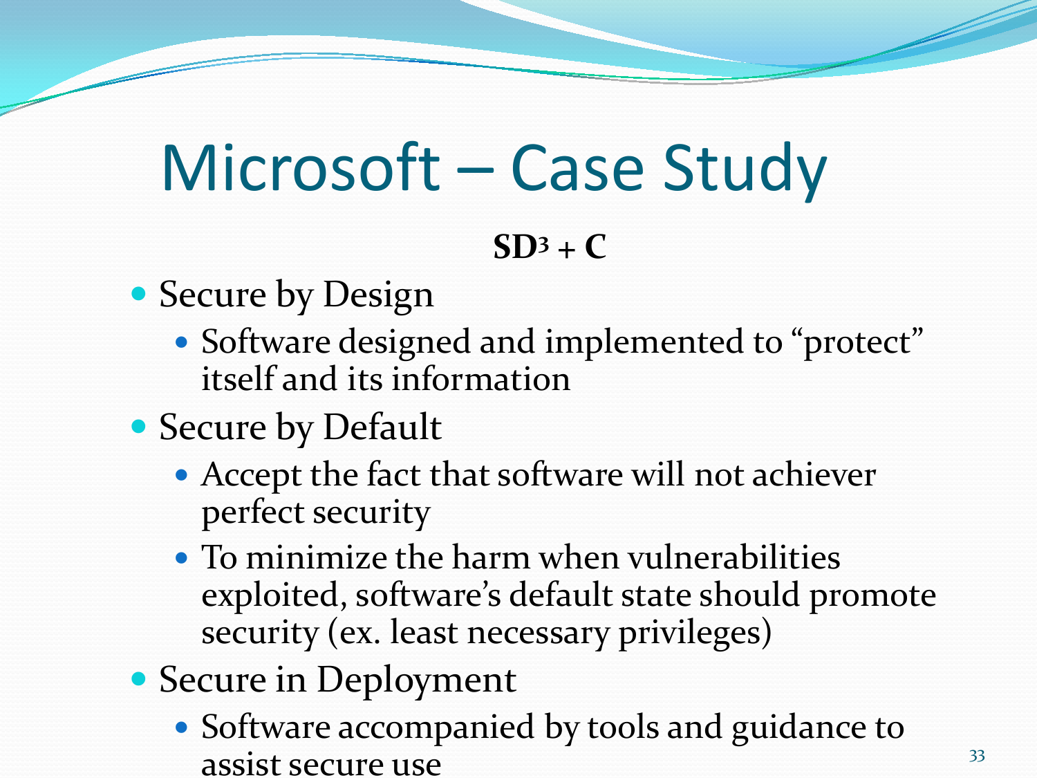# Microsoft – Case Study

**$SD^3$ + C**

- Secure by Design
  - Software designed and implemented to "protect" itself and its information
- Secure by Default
  - Accept the fact that software will not achiever perfect security
  - To minimize the harm when vulnerabilities exploited, software's default state should promote security (ex. least necessary privileges)
- Secure in Deployment
  - Software accompanied by tools and guidance to assist secure use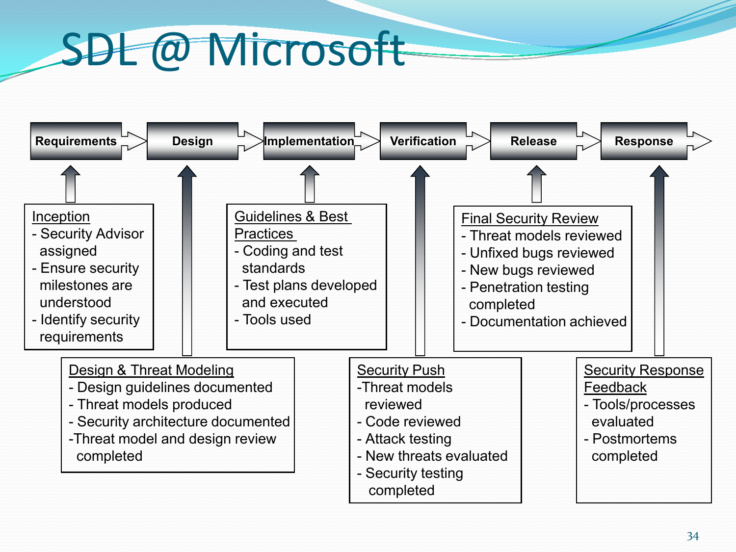# SDL @ Microsoft

Requirements → Design → Implementation → Verification → Release → Response

**Requirements**

Inception
- Security Advisor assigned
- Ensure security milestones are understood
- Identify security requirements

**Design**

Design & Threat Modeling
- Design guidelines documented
- Threat models produced
- Security architecture documented
- Threat model and design review completed

**Implementation**

Guidelines & Best Practices
- Coding and test standards
- Test plans developed and executed
- Tools used

**Verification**

Security Push
- Threat models reviewed
- Code reviewed
- Attack testing
- New threats evaluated
- Security testing completed

**Release**

Final Security Review
- Threat models reviewed
- Unfixed bugs reviewed
- New bugs reviewed
- Penetration testing completed
- Documentation achieved

**Response**

Security Response Feedback
- Tools/processes evaluated
- Postmortems completed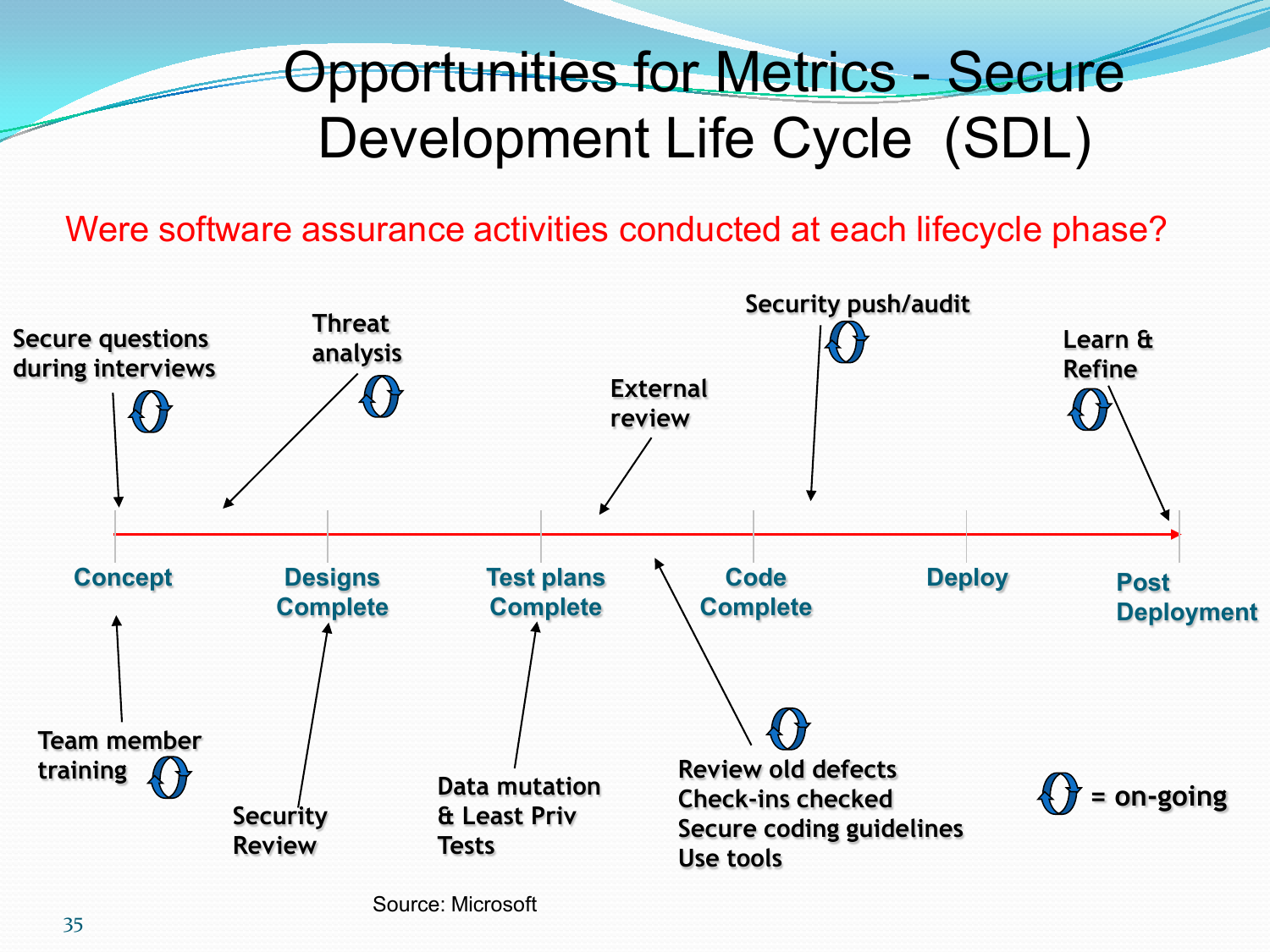# Opportunities for Metrics - Secure Development Life Cycle (SDL)

Were software assurance activities conducted at each lifecycle phase?

Secure questions during interviews

Threat analysis

External review

Security push/audit

Learn & Refine

Concept | Designs Complete | Test plans Complete | Code Complete | Deploy | Post Deployment

Team member training

Security Review

Data mutation & Least Priv Tests

Review old defects
Check-ins checked
Secure coding guidelines
Use tools

= on-going

Source: Microsoft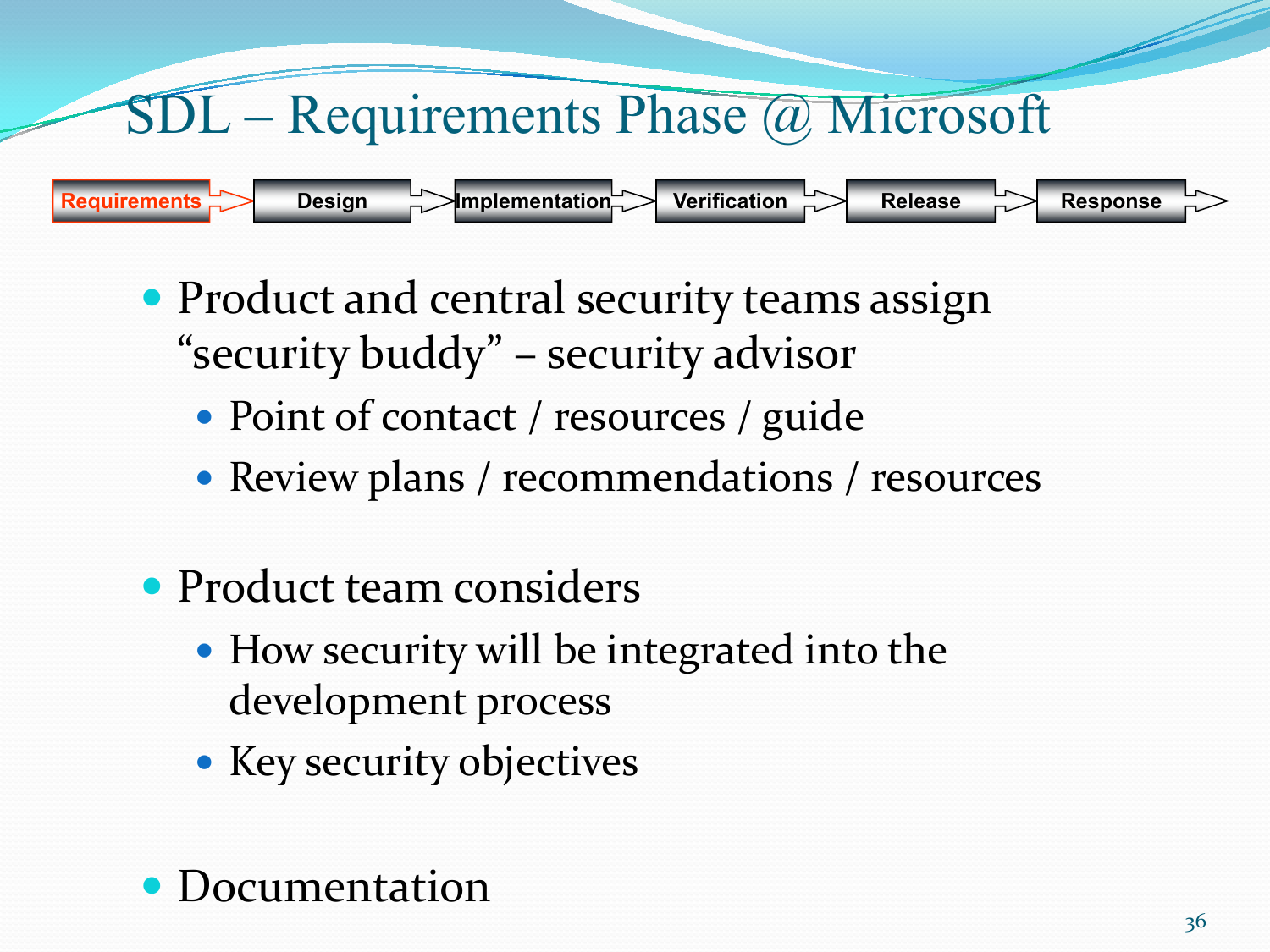# SDL – Requirements Phase @ Microsoft

**Requirements** → Design → Implementation → Verification → Release → Response

- Product and central security teams assign "security buddy" – security advisor
  - Point of contact / resources / guide
  - Review plans / recommendations / resources
- Product team considers
  - How security will be integrated into the development process
  - Key security objectives
- Documentation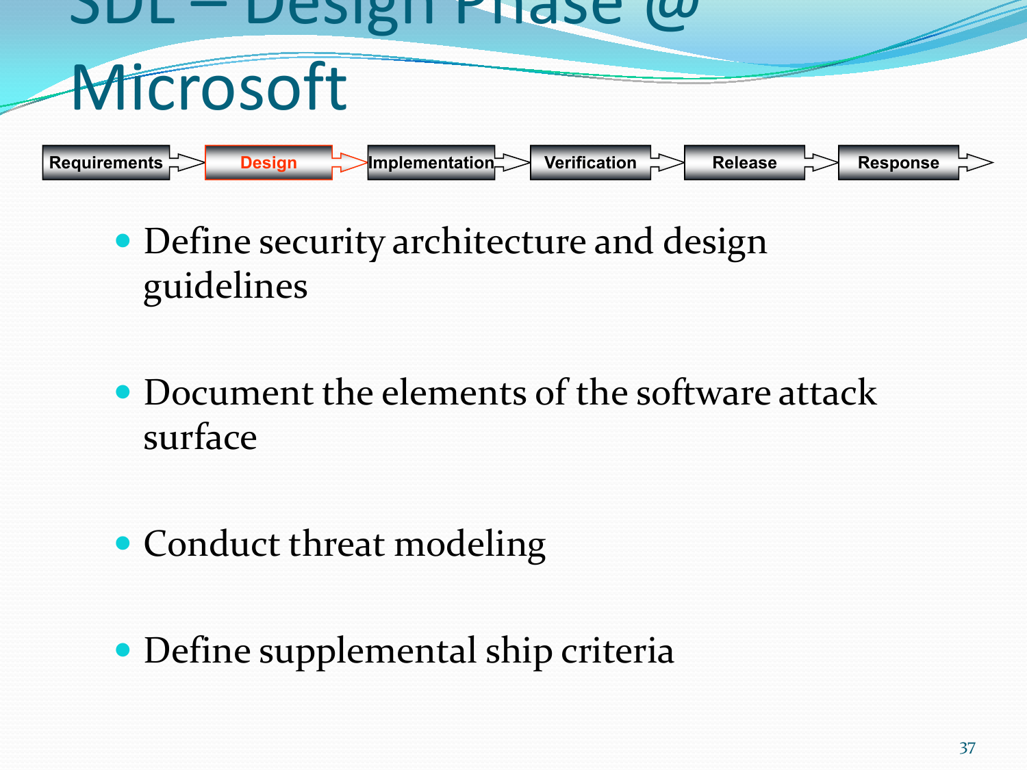# SDL – Design Phase @ Microsoft

Requirements → **Design** → Implementation → Verification → Release → Response

- Define security architecture and design guidelines
- Document the elements of the software attack surface
- Conduct threat modeling
- Define supplemental ship criteria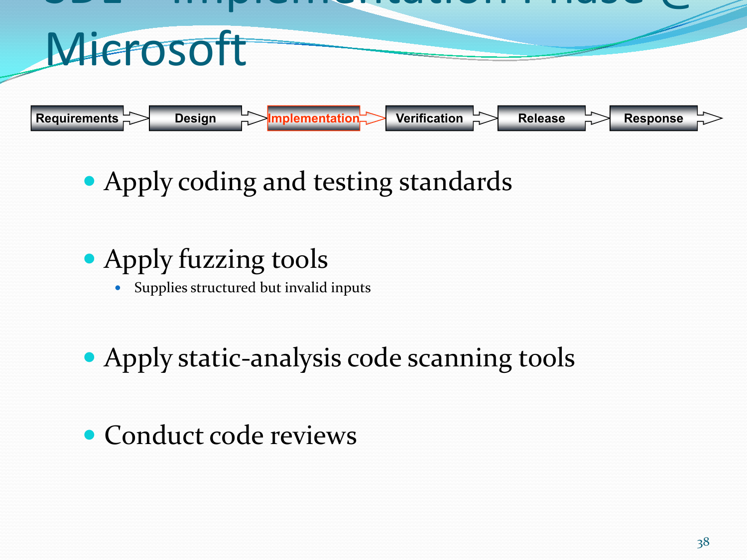# SDL – Implementation Phase @ Microsoft

Requirements → Design → **Implementation** → Verification → Release → Response

- Apply coding and testing standards
- Apply fuzzing tools
  - Supplies structured but invalid inputs
- Apply static-analysis code scanning tools
- Conduct code reviews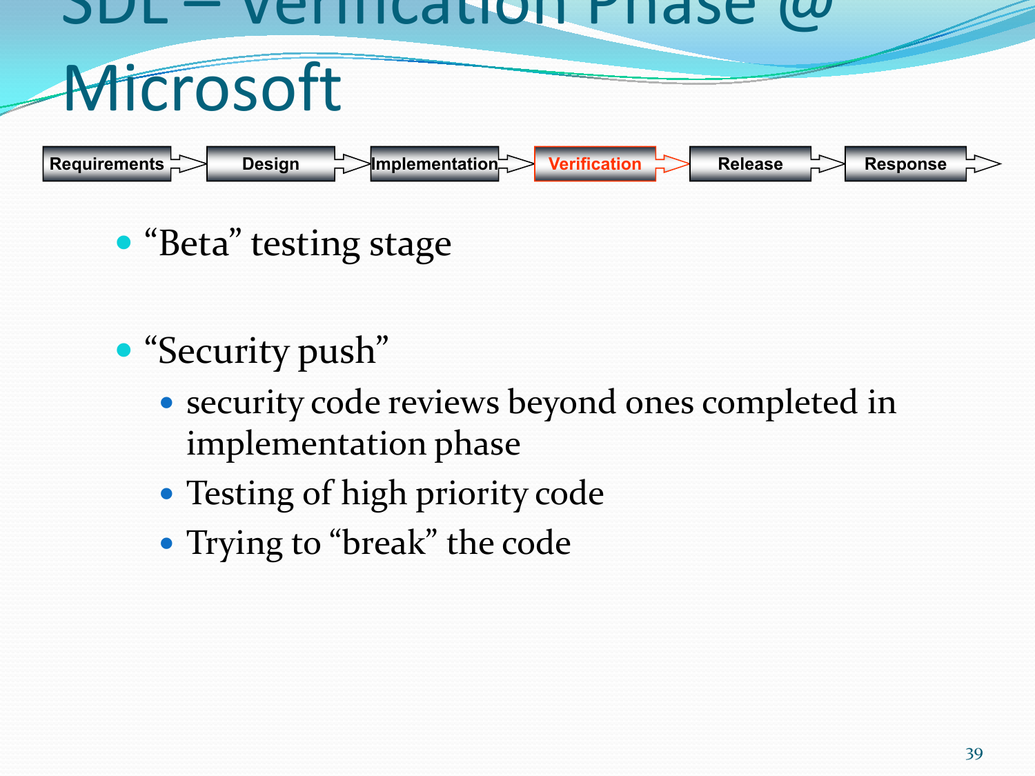# SDL – Verification Phase @ Microsoft

Requirements → Design → Implementation → **Verification** → Release → Response

- "Beta" testing stage

- "Security push"
  - security code reviews beyond ones completed in implementation phase
  - Testing of high priority code
  - Trying to "break" the code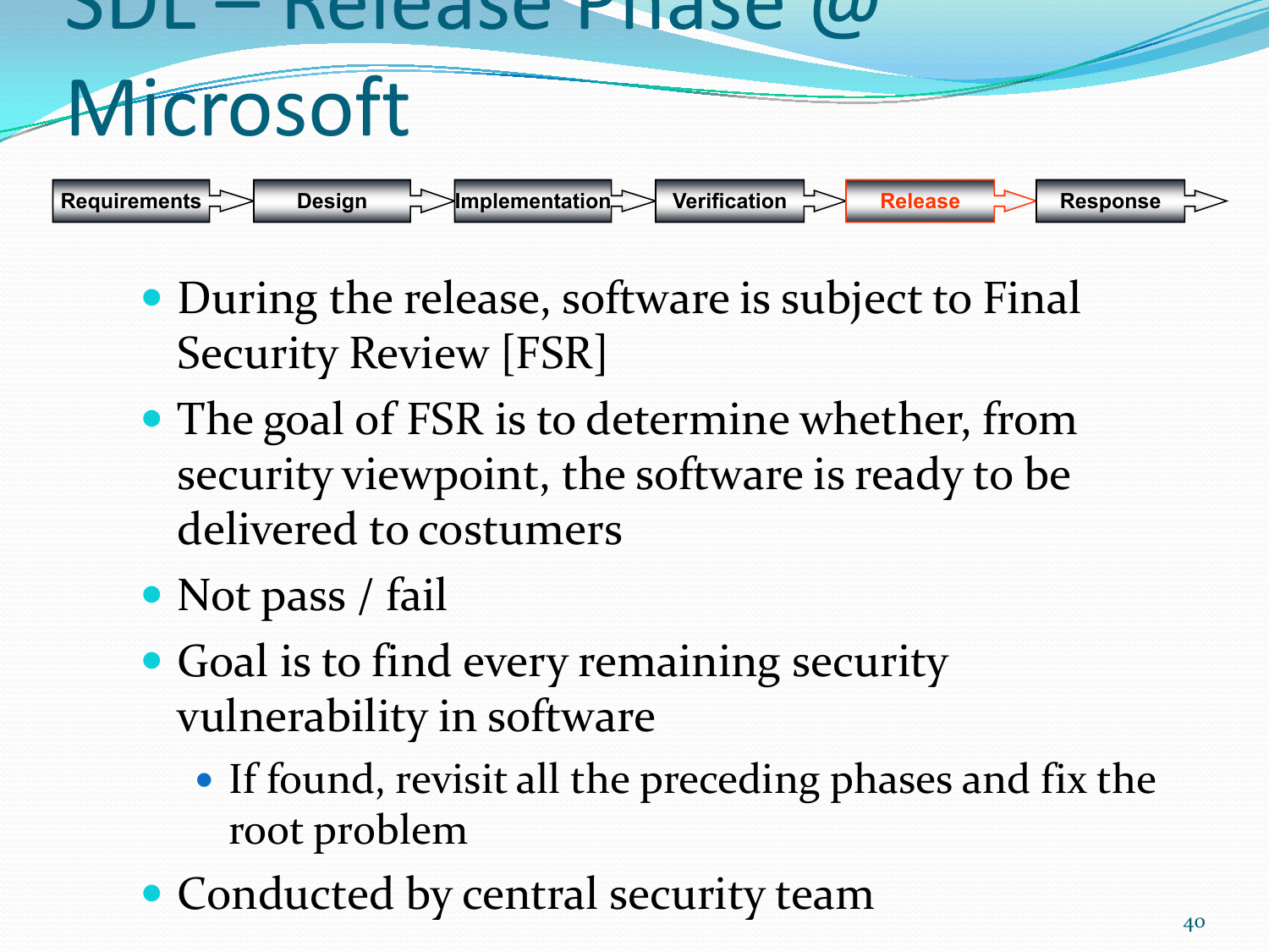# SDL – Release Phase @ Microsoft

Requirements → Design → Implementation → Verification → **Release** → Response

- During the release, software is subject to Final Security Review [FSR]
- The goal of FSR is to determine whether, from security viewpoint, the software is ready to be delivered to costumers
- Not pass / fail
- Goal is to find every remaining security vulnerability in software
  - If found, revisit all the preceding phases and fix the root problem
- Conducted by central security team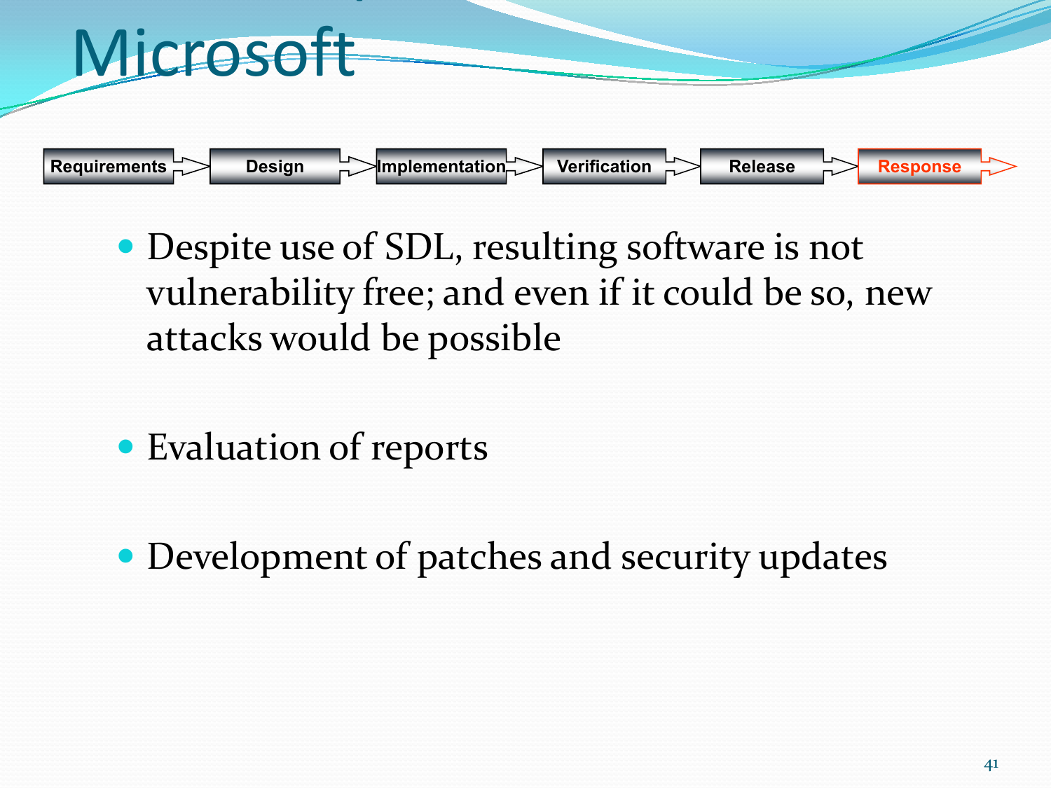# Microsoft

Requirements → Design → Implementation → Verification → Release → **Response**

- Despite use of SDL, resulting software is not vulnerability free; and even if it could be so, new attacks would be possible
- Evaluation of reports
- Development of patches and security updates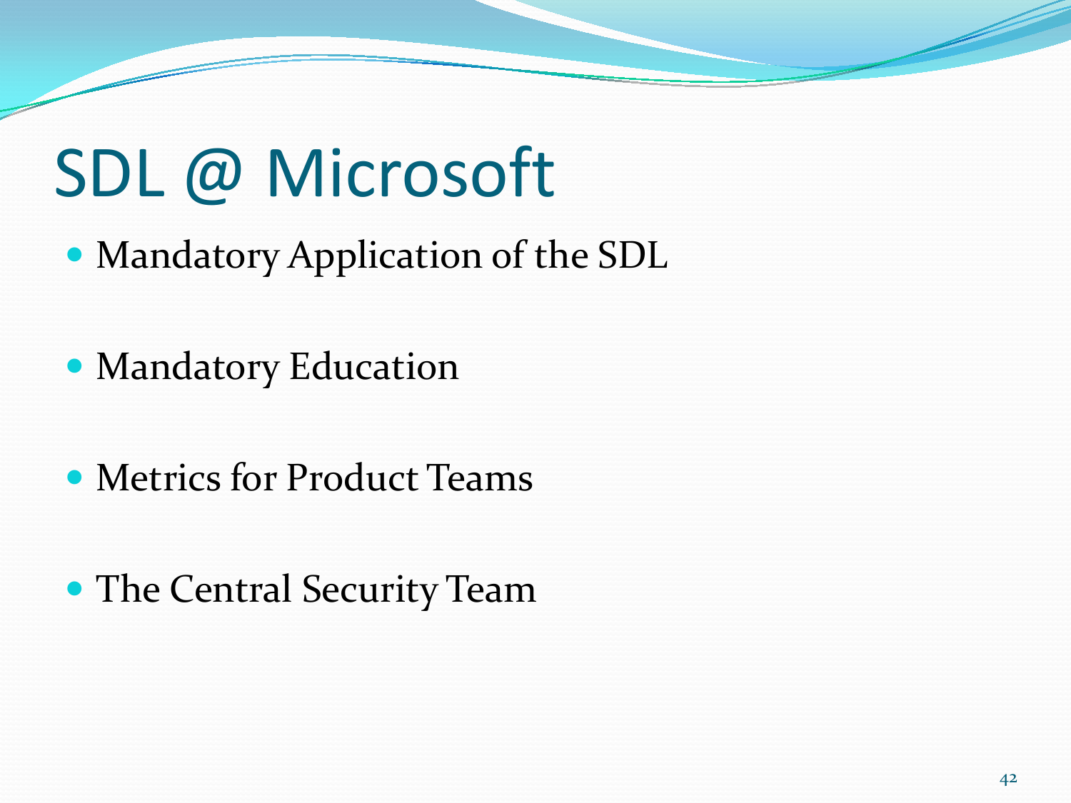# SDL @ Microsoft

- Mandatory Application of the SDL
- Mandatory Education
- Metrics for Product Teams
- The Central Security Team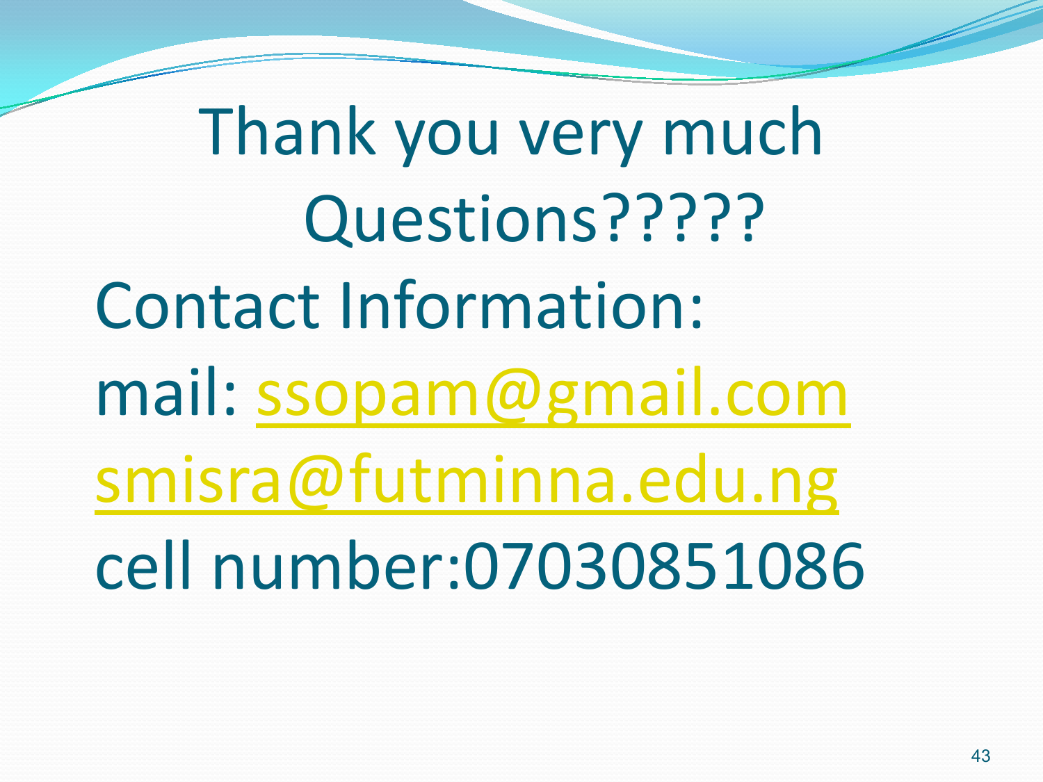Thank you very much

Questions?????

Contact Information:

mail: ssopam@gmail.com

smisra@futminna.edu.ng

cell number:07030851086